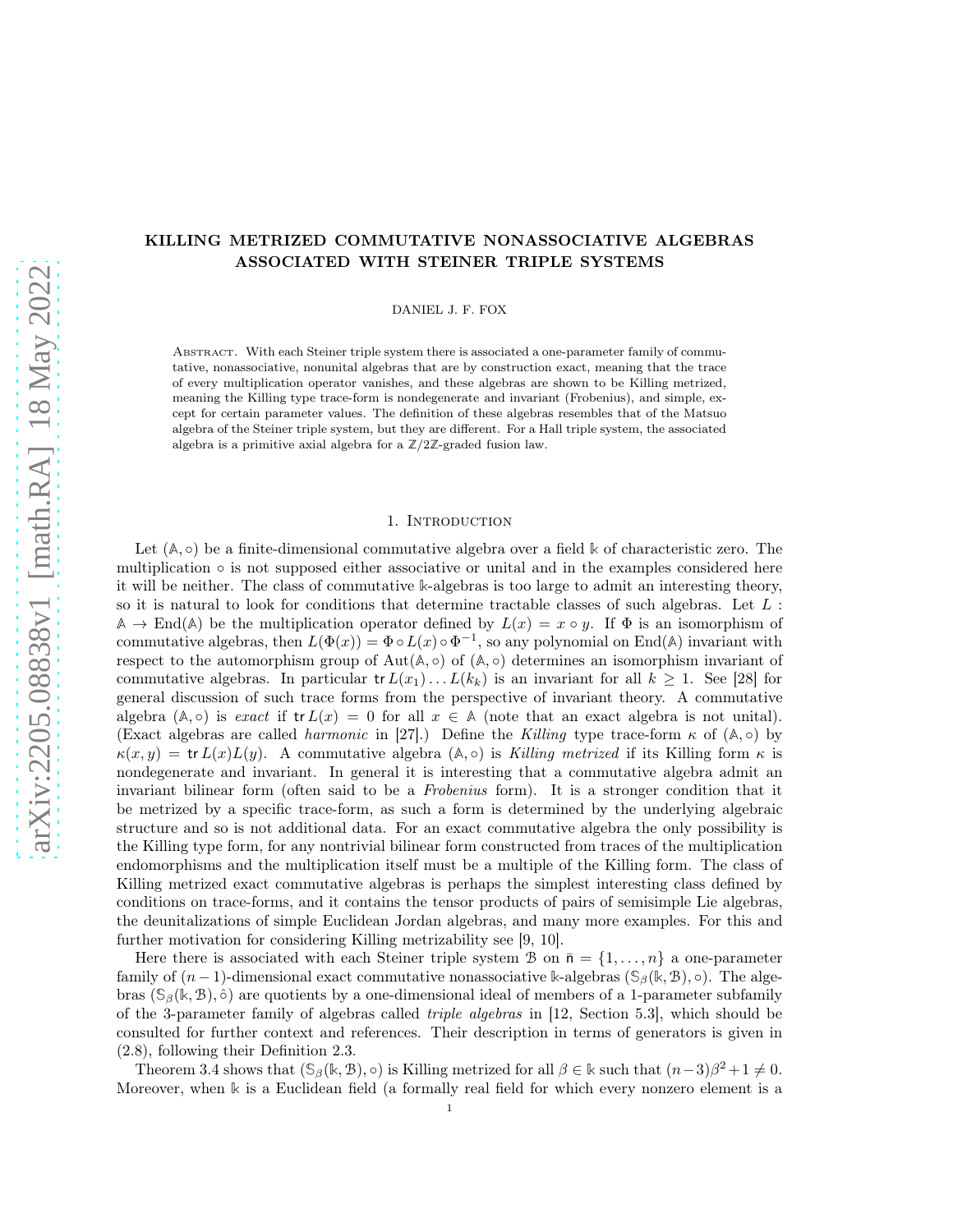# KILLING METRIZED COMMUTATIVE NONASSOCIATIVE ALGEBRAS ASSOCIATED WITH STEINER TRIPLE SYSTEMS

DANIEL J. F. FOX

Abstract. With each Steiner triple system there is associated a one-parameter family of commutative, nonassociative, nonunital algebras that are by construction exact, meaning that the trace of every multiplication operator vanishes, and these algebras are shown to be Killing metrized, meaning the Killing type trace-form is nondegenerate and invariant (Frobenius), and simple, except for certain parameter values. The definition of these algebras resembles that of the Matsuo algebra of the Steiner triple system, but they are different. For a Hall triple system, the associated algebra is a primitive axial algebra for a $\mathbb{Z}/2\mathbb{Z}$-graded fusion law.

## 1. Introduction

Let $(\mathbb{A}, \circ)$ be a finite-dimensional commutative algebra over a field $\Bbbk$ of characteristic zero. The multiplication $\circ$ is not supposed either associative or unital and in the examples considered here it will be neither. The class of commutative $\Bbbk$-algebras is too large to admit an interesting theory, so it is natural to look for conditions that determine tractable classes of such algebras. Let $L : \mathbb{A} \to \operatorname{End}(\mathbb{A})$ be the multiplication operator defined by $L(x) = x \circ y$. If $\Phi$ is an isomorphism of commutative algebras, then $L(\Phi(x)) = \Phi \circ L(x) \circ \Phi^{-1}$, so any polynomial on $\operatorname{End}(\mathbb{A})$ invariant with respect to the automorphism group of $\operatorname{Aut}(\mathbb{A}, \circ)$ of $(\mathbb{A}, \circ)$ determines an isomorphism invariant of commutative algebras. In particular $\operatorname{tr} L(x_1) \dots L(k_k)$ is an invariant for all $k \geq 1$. See [28] for general discussion of such trace forms from the perspective of invariant theory. A commutative algebra $(\mathbb{A}, \circ)$ is *exact* if $\operatorname{tr} L(x) = 0$ for all $x \in \mathbb{A}$ (note that an exact algebra is not unital). (Exact algebras are called *harmonic* in [27].) Define the *Killing* type trace-form $\kappa$ of $(\mathbb{A}, \circ)$ by $\kappa(x, y) = \operatorname{tr} L(x)L(y)$. A commutative algebra $(\mathbb{A}, \circ)$ is *Killing metrized* if its Killing form $\kappa$ is nondegenerate and invariant. In general it is interesting that a commutative algebra admit an invariant bilinear form (often said to be a *Frobenius* form). It is a stronger condition that it be metrized by a specific trace-form, as such a form is determined by the underlying algebraic structure and so is not additional data. For an exact commutative algebra the only possibility is the Killing type form, for any nontrivial bilinear form constructed from traces of the multiplication endomorphisms and the multiplication itself must be a multiple of the Killing form. The class of Killing metrized exact commutative algebras is perhaps the simplest interesting class defined by conditions on trace-forms, and it contains the tensor products of pairs of semisimple Lie algebras, the deunitalizations of simple Euclidean Jordan algebras, and many more examples. For this and further motivation for considering Killing metrizability see [9, 10].

Here there is associated with each Steiner triple system $\mathcal{B}$ on $\bar{\mathsf{n}} = \{1, \dots, n\}$ a one-parameter family of $(n-1)$-dimensional exact commutative nonassociative $\Bbbk$-algebras $(\mathbb{S}_\beta(\Bbbk, \mathcal{B}), \circ)$. The algebras $(\mathbb{S}_\beta(\Bbbk, \mathcal{B}), \hat{\circ})$ are quotients by a one-dimensional ideal of members of a 1-parameter subfamily of the 3-parameter family of algebras called *triple algebras* in [12, Section 5.3], which should be consulted for further context and references. Their description in terms of generators is given in (2.8), following their Definition 2.3.

Theorem 3.4 shows that $(\mathbb{S}_\beta(\Bbbk, \mathcal{B}), \circ)$ is Killing metrized for all $\beta \in \Bbbk$ such that $(n-3)\beta^2 + 1 \neq 0$. Moreover, when $\Bbbk$ is a Euclidean field (a formally real field for which every nonzero element is a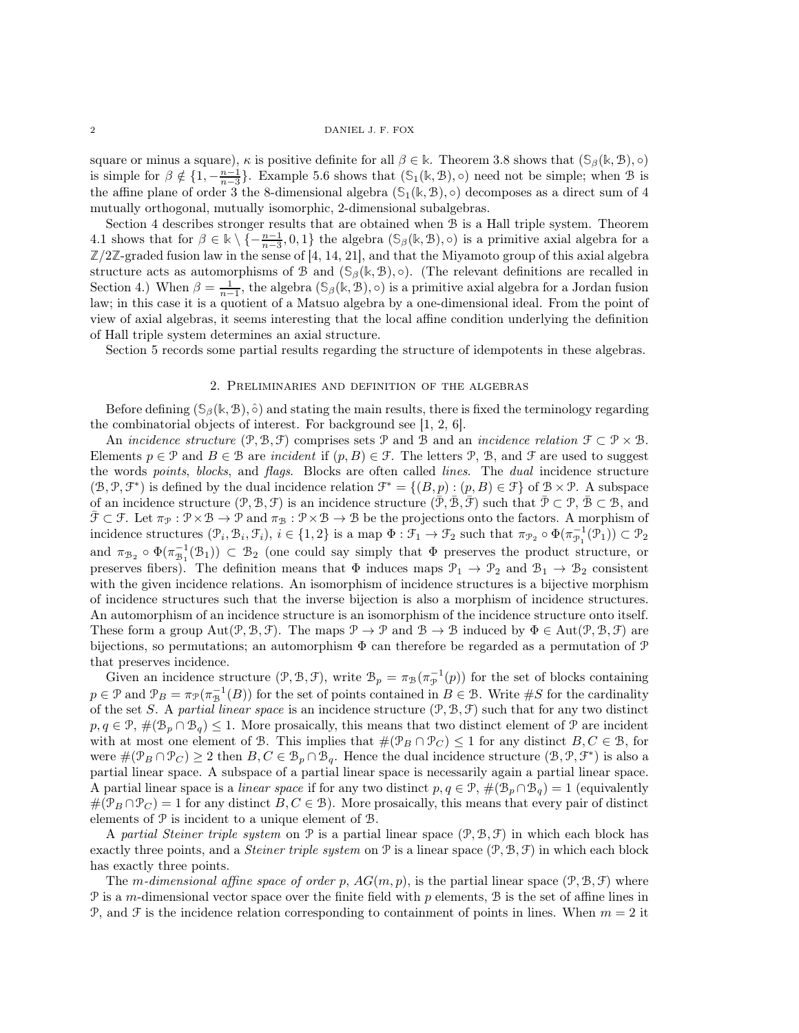square or minus a square), $\kappa$ is positive definite for all $\beta \in \Bbbk$. Theorem 3.8 shows that $(\mathbb{S}_\beta(\Bbbk, \mathcal{B}), \circ)$ is simple for $\beta \notin \{1, -\frac{n-1}{n-3}\}$. Example 5.6 shows that $(\mathbb{S}_1(\Bbbk, \mathcal{B}), \circ)$ need not be simple; when $\mathcal{B}$ is the affine plane of order 3 the 8-dimensional algebra $(\mathbb{S}_1(\Bbbk, \mathcal{B}), \circ)$ decomposes as a direct sum of 4 mutually orthogonal, mutually isomorphic, 2-dimensional subalgebras.

Section 4 describes stronger results that are obtained when $\mathcal{B}$ is a Hall triple system. Theorem 4.1 shows that for $\beta \in \Bbbk \setminus \{-\frac{n-1}{n-3}, 0, 1\}$ the algebra $(\mathbb{S}_\beta(\Bbbk, \mathcal{B}), \circ)$ is a primitive axial algebra for a $\mathbb{Z}/2\mathbb{Z}$-graded fusion law in the sense of [4, 14, 21], and that the Miyamoto group of this axial algebra structure acts as automorphisms of $\mathcal{B}$ and $(\mathbb{S}_\beta(\Bbbk, \mathcal{B}), \circ)$. (The relevant definitions are recalled in Section 4.) When $\beta = \frac{1}{n-1}$, the algebra $(\mathbb{S}_\beta(\Bbbk, \mathcal{B}), \circ)$ is a primitive axial algebra for a Jordan fusion law; in this case it is a quotient of a Matsuo algebra by a one-dimensional ideal. From the point of view of axial algebras, it seems interesting that the local affine condition underlying the definition of Hall triple system determines an axial structure.

Section 5 records some partial results regarding the structure of idempotents in these algebras.

## 2. Preliminaries and definition of the algebras

Before defining $(\mathbb{S}_\beta(\Bbbk, \mathcal{B}), \hat{\circ})$ and stating the main results, there is fixed the terminology regarding the combinatorial objects of interest. For background see [1, 2, 6].

An *incidence structure* $(\mathcal{P}, \mathcal{B}, \mathcal{F})$ comprises sets $\mathcal{P}$ and $\mathcal{B}$ and an *incidence relation* $\mathcal{F} \subset \mathcal{P} \times \mathcal{B}$. Elements $p \in \mathcal{P}$ and $B \in \mathcal{B}$ are *incident* if $(p, B) \in \mathcal{F}$. The letters $\mathcal{P}$, $\mathcal{B}$, and $\mathcal{F}$ are used to suggest the words *points*, *blocks*, and *flags*. Blocks are often called *lines*. The *dual* incidence structure $(\mathcal{B}, \mathcal{P}, \mathcal{F}^*)$ is defined by the dual incidence relation $\mathcal{F}^* = \{(B, p) : (p, B) \in \mathcal{F}\}$ of $\mathcal{B} \times \mathcal{P}$. A subspace of an incidence structure $(\mathcal{P}, \mathcal{B}, \mathcal{F})$ is an incidence structure $(\bar{\mathcal{P}}, \bar{\mathcal{B}}, \bar{\mathcal{F}})$ such that $\bar{\mathcal{P}} \subset \mathcal{P}$, $\bar{\mathcal{B}} \subset \mathcal{B}$, and $\bar{\mathcal{F}} \subset \mathcal{F}$. Let $\pi_{\mathcal{P}} : \mathcal{P} \times \mathcal{B} \to \mathcal{P}$ and $\pi_{\mathcal{B}} : \mathcal{P} \times \mathcal{B} \to \mathcal{B}$ be the projections onto the factors. A morphism of incidence structures $(\mathcal{P}_i, \mathcal{B}_i, \mathcal{F}_i)$, $i \in \{1, 2\}$ is a map $\Phi : \mathcal{F}_1 \to \mathcal{F}_2$ such that $\pi_{\mathcal{P}_2} \circ \Phi(\pi_{\mathcal{P}_1}^{-1}(\mathcal{P}_1)) \subset \mathcal{P}_2$ and $\pi_{\mathcal{B}_2} \circ \Phi(\pi_{\mathcal{B}_1}^{-1}(\mathcal{B}_1)) \subset \mathcal{B}_2$ (one could say simply that $\Phi$ preserves the product structure, or preserves fibers). The definition means that $\Phi$ induces maps $\mathcal{P}_1 \to \mathcal{P}_2$ and $\mathcal{B}_1 \to \mathcal{B}_2$ consistent with the given incidence relations. An isomorphism of incidence structures is a bijective morphism of incidence structures such that the inverse bijection is also a morphism of incidence structures. An automorphism of an incidence structure is an isomorphism of the incidence structure onto itself. These form a group $\mathrm{Aut}(\mathcal{P}, \mathcal{B}, \mathcal{F})$. The maps $\mathcal{P} \to \mathcal{P}$ and $\mathcal{B} \to \mathcal{B}$ induced by $\Phi \in \mathrm{Aut}(\mathcal{P}, \mathcal{B}, \mathcal{F})$ are bijections, so permutations; an automorphism $\Phi$ can therefore be regarded as a permutation of $\mathcal{P}$ that preserves incidence.

Given an incidence structure $(\mathcal{P}, \mathcal{B}, \mathcal{F})$, write $\mathcal{B}_p = \pi_{\mathcal{B}}(\pi_{\mathcal{P}}^{-1}(p))$ for the set of blocks containing $p \in \mathcal{P}$ and $\mathcal{P}_B = \pi_{\mathcal{P}}(\pi_{\mathcal{B}}^{-1}(B))$ for the set of points contained in $B \in \mathcal{B}$. Write $\#S$ for the cardinality of the set $S$. A *partial linear space* is an incidence structure $(\mathcal{P}, \mathcal{B}, \mathcal{F})$ such that for any two distinct $p, q \in \mathcal{P}$, $\#(\mathcal{B}_p \cap \mathcal{B}_q) \leq 1$. More prosaically, this means that two distinct element of $\mathcal{P}$ are incident with at most one element of $\mathcal{B}$. This implies that $\#(\mathcal{P}_B \cap \mathcal{P}_C) \leq 1$ for any distinct $B, C \in \mathcal{B}$, for were $\#(\mathcal{P}_B \cap \mathcal{P}_C) \geq 2$ then $B, C \in \mathcal{B}_p \cap \mathcal{B}_q$. Hence the dual incidence structure $(\mathcal{B}, \mathcal{P}, \mathcal{F}^*)$ is also a partial linear space. A subspace of a partial linear space is necessarily again a partial linear space. A partial linear space is a *linear space* if for any two distinct $p, q \in \mathcal{P}$, $\#(\mathcal{B}_p \cap \mathcal{B}_q) = 1$ (equivalently $\#(\mathcal{P}_B \cap \mathcal{P}_C) = 1$ for any distinct $B, C \in \mathcal{B}$). More prosaically, this means that every pair of distinct elements of $\mathcal{P}$ is incident to a unique element of $\mathcal{B}$.

A *partial Steiner triple system* on $\mathcal{P}$ is a partial linear space $(\mathcal{P}, \mathcal{B}, \mathcal{F})$ in which each block has exactly three points, and a *Steiner triple system* on $\mathcal{P}$ is a linear space $(\mathcal{P}, \mathcal{B}, \mathcal{F})$ in which each block has exactly three points.

The *$m$-dimensional affine space of order $p$*, $AG(m, p)$, is the partial linear space $(\mathcal{P}, \mathcal{B}, \mathcal{F})$ where $\mathcal{P}$ is a $m$-dimensional vector space over the finite field with $p$ elements, $\mathcal{B}$ is the set of affine lines in $\mathcal{P}$, and $\mathcal{F}$ is the incidence relation corresponding to containment of points in lines. When $m = 2$ it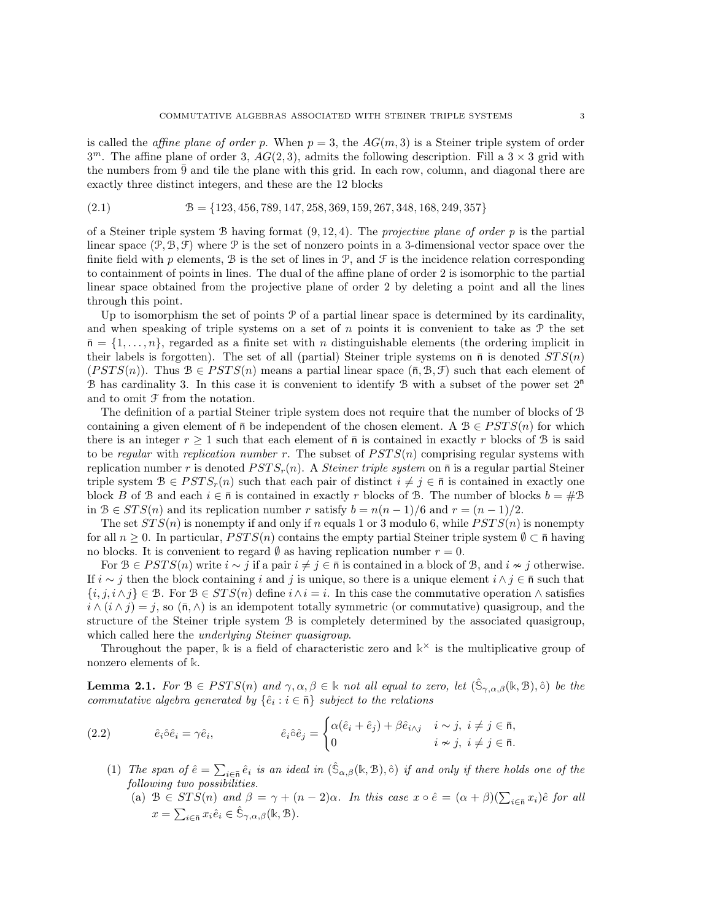is called the *affine plane of order p*. When $p = 3$, the $AG(m, 3)$ is a Steiner triple system of order $3^m$. The affine plane of order 3, $AG(2, 3)$, admits the following description. Fill a $3 \times 3$ grid with the numbers from $\bar{9}$ and tile the plane with this grid. In each row, column, and diagonal there are exactly three distinct integers, and these are the 12 blocks

$$\mathcal{B} = \{123, 456, 789, 147, 258, 369, 159, 267, 348, 168, 249, 357\} \tag{2.1}$$

of a Steiner triple system $\mathcal{B}$ having format $(9, 12, 4)$. The *projective plane of order p* is the partial linear space $(\mathcal{P}, \mathcal{B}, \mathcal{F})$ where $\mathcal{P}$ is the set of nonzero points in a 3-dimensional vector space over the finite field with $p$ elements, $\mathcal{B}$ is the set of lines in $\mathcal{P}$, and $\mathcal{F}$ is the incidence relation corresponding to containment of points in lines. The dual of the affine plane of order 2 is isomorphic to the partial linear space obtained from the projective plane of order 2 by deleting a point and all the lines through this point.

Up to isomorphism the set of points $\mathcal{P}$ of a partial linear space is determined by its cardinality, and when speaking of triple systems on a set of $n$ points it is convenient to take as $\mathcal{P}$ the set $\bar{\mathsf{n}} = \{1, \dots, n\}$, regarded as a finite set with $n$ distinguishable elements (the ordering implicit in their labels is forgotten). The set of all (partial) Steiner triple systems on $\bar{\mathsf{n}}$ is denoted $STS(n)$ ($PSTS(n)$). Thus $\mathcal{B} \in PSTS(n)$ means a partial linear space $(\bar{\mathsf{n}}, \mathcal{B}, \mathcal{F})$ such that each element of $\mathcal{B}$ has cardinality 3. In this case it is convenient to identify $\mathcal{B}$ with a subset of the power set $2^{\bar{\mathsf{n}}}$ and to omit $\mathcal{F}$ from the notation.

The definition of a partial Steiner triple system does not require that the number of blocks of $\mathcal{B}$ containing a given element of $\bar{\mathsf{n}}$ be independent of the chosen element. A $\mathcal{B} \in PSTS(n)$ for which there is an integer $r \geq 1$ such that each element of $\bar{\mathsf{n}}$ is contained in exactly $r$ blocks of $\mathcal{B}$ is said to be *regular* with *replication number* $r$. The subset of $PSTS(n)$ comprising regular systems with replication number $r$ is denoted $PSTS_r(n)$. A *Steiner triple system* on $\bar{\mathsf{n}}$ is a regular partial Steiner triple system $\mathcal{B} \in PSTS_r(n)$ such that each pair of distinct $i \neq j \in \bar{\mathsf{n}}$ is contained in exactly one block $B$ of $\mathcal{B}$ and each $i \in \bar{\mathsf{n}}$ is contained in exactly $r$ blocks of $\mathcal{B}$. The number of blocks $b = \#\mathcal{B}$ in $\mathcal{B} \in STS(n)$ and its replication number $r$ satisfy $b = n(n-1)/6$ and $r = (n-1)/2$.

The set $STS(n)$ is nonempty if and only if $n$ equals 1 or 3 modulo 6, while $PSTS(n)$ is nonempty for all $n \geq 0$. In particular, $PSTS(n)$ contains the empty partial Steiner triple system $\emptyset \subset \bar{\mathsf{n}}$ having no blocks. It is convenient to regard $\emptyset$ as having replication number $r = 0$.

For $\mathcal{B} \in PSTS(n)$ write $i \sim j$ if a pair $i \neq j \in \bar{\mathsf{n}}$ is contained in a block of $\mathcal{B}$, and $i \nsim j$ otherwise. If $i \sim j$ then the block containing $i$ and $j$ is unique, so there is a unique element $i \wedge j \in \bar{\mathsf{n}}$ such that $\{i, j, i \wedge j\} \in \mathcal{B}$. For $\mathcal{B} \in STS(n)$ define $i \wedge i = i$. In this case the commutative operation $\wedge$ satisfies $i \wedge (i \wedge j) = j$, so $(\bar{\mathsf{n}}, \wedge)$ is an idempotent totally symmetric (or commutative) quasigroup, and the structure of the Steiner triple system $\mathcal{B}$ is completely determined by the associated quasigroup, which called here the *underlying Steiner quasigroup*.

Throughout the paper, $\Bbbk$ is a field of characteristic zero and $\Bbbk^\times$ is the multiplicative group of nonzero elements of $\Bbbk$.

**Lemma 2.1.** *For $\mathcal{B} \in PSTS(n)$ and $\gamma, \alpha, \beta \in \Bbbk$ not all equal to zero, let $(\hat{\mathbb{S}}_{\gamma,\alpha,\beta}(\Bbbk, \mathcal{B}), \hat{\circ})$ be the commutative algebra generated by $\{\hat{e}_i : i \in \bar{\mathsf{n}}\}$ subject to the relations*

$$\hat{e}_i \hat{\circ} \hat{e}_i = \gamma \hat{e}_i, \qquad \hat{e}_i \hat{\circ} \hat{e}_j = \begin{cases} \alpha(\hat{e}_i + \hat{e}_j) + \beta \hat{e}_{i \wedge j} & i \sim j,\ i \neq j \in \bar{\mathsf{n}}, \\ 0 & i \nsim j,\ i \neq j \in \bar{\mathsf{n}}. \end{cases} \tag{2.2}$$

1. *The span of $\hat{e} = \sum_{i \in \bar{\mathsf{n}}} \hat{e}_i$ is an ideal in $(\hat{\mathbb{S}}_{\alpha,\beta}(\Bbbk, \mathcal{B}), \hat{\circ})$ if and only if there holds one of the following two possibilities.*
   1. *$\mathcal{B} \in STS(n)$ and $\beta = \gamma + (n-2)\alpha$. In this case $x \circ \hat{e} = (\alpha + \beta)(\sum_{i \in \bar{\mathsf{n}}} x_i)\hat{e}$ for all $x = \sum_{i \in \bar{\mathsf{n}}} x_i \hat{e}_i \in \hat{\mathbb{S}}_{\gamma,\alpha,\beta}(\Bbbk, \mathcal{B})$.*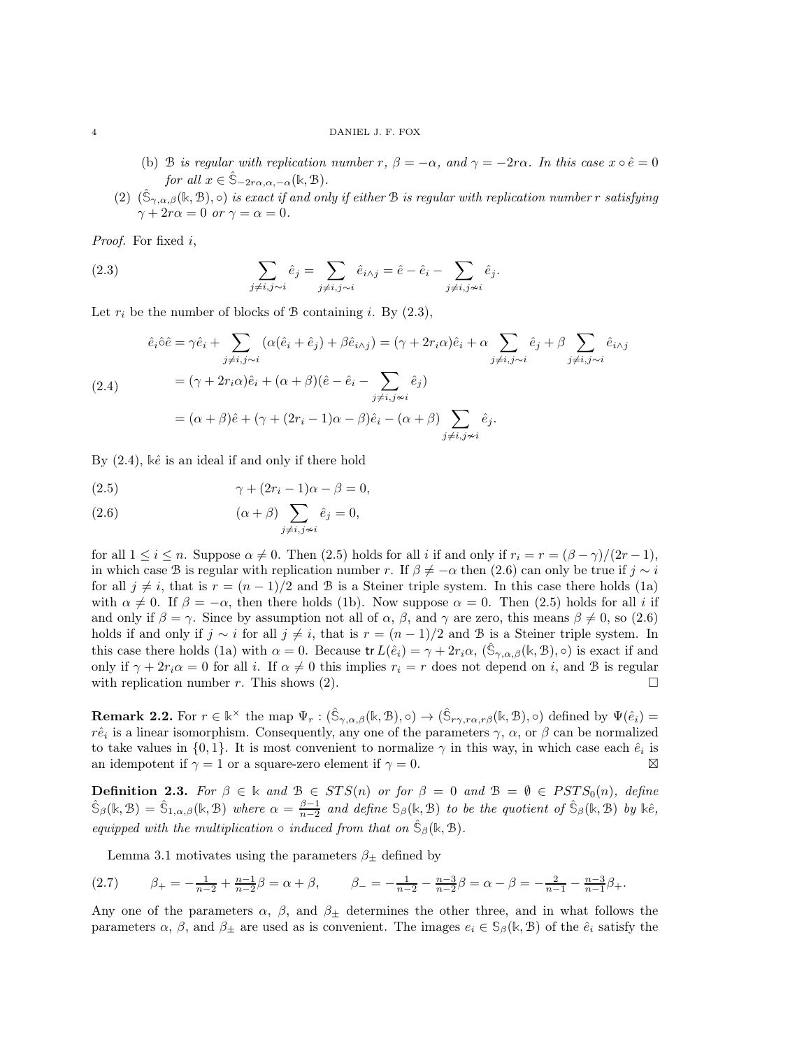(b) $\mathcal{B}$ *is regular with replication number* $r$, $\beta = -\alpha$, *and* $\gamma = -2r\alpha$. *In this case* $x \circ \hat{e} = 0$ *for all* $x \in \hat{\mathbb{S}}_{-2r\alpha,\alpha,-\alpha}(\Bbbk, \mathcal{B})$.

(2) $(\hat{\mathbb{S}}_{\gamma,\alpha,\beta}(\Bbbk, \mathcal{B}), \circ)$ *is exact if and only if either* $\mathcal{B}$ *is regular with replication number* $r$ *satisfying* $\gamma + 2r\alpha = 0$ *or* $\gamma = \alpha = 0$.

*Proof.* For fixed $i$,

$$\sum_{j\neq i, j\sim i} \hat{e}_j = \sum_{j\neq i, j\sim i} \hat{e}_{i\wedge j} = \hat{e} - \hat{e}_i - \sum_{j\neq i, j\nsim i} \hat{e}_j. \tag{2.3}$$

Let $r_i$ be the number of blocks of $\mathcal{B}$ containing $i$. By (2.3),

$$\begin{aligned}
\hat{e}_i \hat{\circ} \hat{e} &= \gamma \hat{e}_i + \sum_{j\neq i, j\sim i} (\alpha(\hat{e}_i + \hat{e}_j) + \beta \hat{e}_{i\wedge j}) = (\gamma + 2r_i\alpha)\hat{e}_i + \alpha \sum_{j\neq i, j\sim i} \hat{e}_j + \beta \sum_{j\neq i, j\sim i} \hat{e}_{i\wedge j} \\
&= (\gamma + 2r_i\alpha)\hat{e}_i + (\alpha+\beta)(\hat{e} - \hat{e}_i - \sum_{j\neq i, j\nsim i} \hat{e}_j) \\
&= (\alpha+\beta)\hat{e} + (\gamma + (2r_i - 1)\alpha - \beta)\hat{e}_i - (\alpha+\beta)\sum_{j\neq i, j\nsim i} \hat{e}_j.
\end{aligned} \tag{2.4}$$

By (2.4), $\Bbbk\hat{e}$ is an ideal if and only if there hold

$$\gamma + (2r_i - 1)\alpha - \beta = 0, \tag{2.5}$$

$$(\alpha+\beta)\sum_{j\neq i, j\nsim i} \hat{e}_j = 0, \tag{2.6}$$

for all $1 \leq i \leq n$. Suppose $\alpha \neq 0$. Then (2.5) holds for all $i$ if and only if $r_i = r = (\beta - \gamma)/(2r-1)$, in which case $\mathcal{B}$ is regular with replication number $r$. If $\beta \neq -\alpha$ then (2.6) can only be true if $j \sim i$ for all $j \neq i$, that is $r = (n-1)/2$ and $\mathcal{B}$ is a Steiner triple system. In this case there holds (1a) with $\alpha \neq 0$. If $\beta = -\alpha$, then there holds (1b). Now suppose $\alpha = 0$. Then (2.5) holds for all $i$ if and only if $\beta = \gamma$. Since by assumption not all of $\alpha$, $\beta$, and $\gamma$ are zero, this means $\beta \neq 0$, so (2.6) holds if and only if $j \sim i$ for all $j \neq i$, that is $r = (n-1)/2$ and $\mathcal{B}$ is a Steiner triple system. In this case there holds (1a) with $\alpha = 0$. Because $\operatorname{tr} L(\hat{e}_i) = \gamma + 2r_i\alpha$, $(\hat{\mathbb{S}}_{\gamma,\alpha,\beta}(\Bbbk, \mathcal{B}), \circ)$ is exact if and only if $\gamma + 2r_i\alpha = 0$ for all $i$. If $\alpha \neq 0$ this implies $r_i = r$ does not depend on $i$, and $\mathcal{B}$ is regular with replication number $r$. This shows (2). $\square$

**Remark 2.2.** For $r \in \Bbbk^\times$ the map $\Psi_r : (\hat{\mathbb{S}}_{\gamma,\alpha,\beta}(\Bbbk, \mathcal{B}), \circ) \to (\hat{\mathbb{S}}_{r\gamma,r\alpha,r\beta}(\Bbbk, \mathcal{B}), \circ)$ defined by $\Psi(\hat{e}_i) = r\hat{e}_i$ is a linear isomorphism. Consequently, any one of the parameters $\gamma$, $\alpha$, or $\beta$ can be normalized to take values in $\{0, 1\}$. It is most convenient to normalize $\gamma$ in this way, in which case each $\hat{e}_i$ is an idempotent if $\gamma = 1$ or a square-zero element if $\gamma = 0$. ⊠

**Definition 2.3.** *For* $\beta \in \Bbbk$ *and* $\mathcal{B} \in STS(n)$ *or for* $\beta = 0$ *and* $\mathcal{B} = \emptyset \in PSTS_0(n)$, *define* $\hat{\mathbb{S}}_\beta(\Bbbk, \mathcal{B}) = \hat{\mathbb{S}}_{1,\alpha,\beta}(\Bbbk, \mathcal{B})$ *where* $\alpha = \frac{\beta-1}{n-2}$ *and define* $\mathbb{S}_\beta(\Bbbk, \mathcal{B})$ *to be the quotient of* $\hat{\mathbb{S}}_\beta(\Bbbk, \mathcal{B})$ *by* $\Bbbk\hat{e}$, *equipped with the multiplication* $\circ$ *induced from that on* $\hat{\mathbb{S}}_\beta(\Bbbk, \mathcal{B})$.

Lemma 3.1 motivates using the parameters $\beta_\pm$ defined by

$$\beta_+ = -\tfrac{1}{n-2} + \tfrac{n-1}{n-2}\beta = \alpha + \beta, \qquad \beta_- = -\tfrac{1}{n-2} - \tfrac{n-3}{n-2}\beta = \alpha - \beta = -\tfrac{2}{n-1} - \tfrac{n-3}{n-1}\beta_+. \tag{2.7}$$

Any one of the parameters $\alpha$, $\beta$, and $\beta_\pm$ determines the other three, and in what follows the parameters $\alpha$, $\beta$, and $\beta_\pm$ are used as is convenient. The images $e_i \in \mathbb{S}_\beta(\Bbbk, \mathcal{B})$ of the $\hat{e}_i$ satisfy the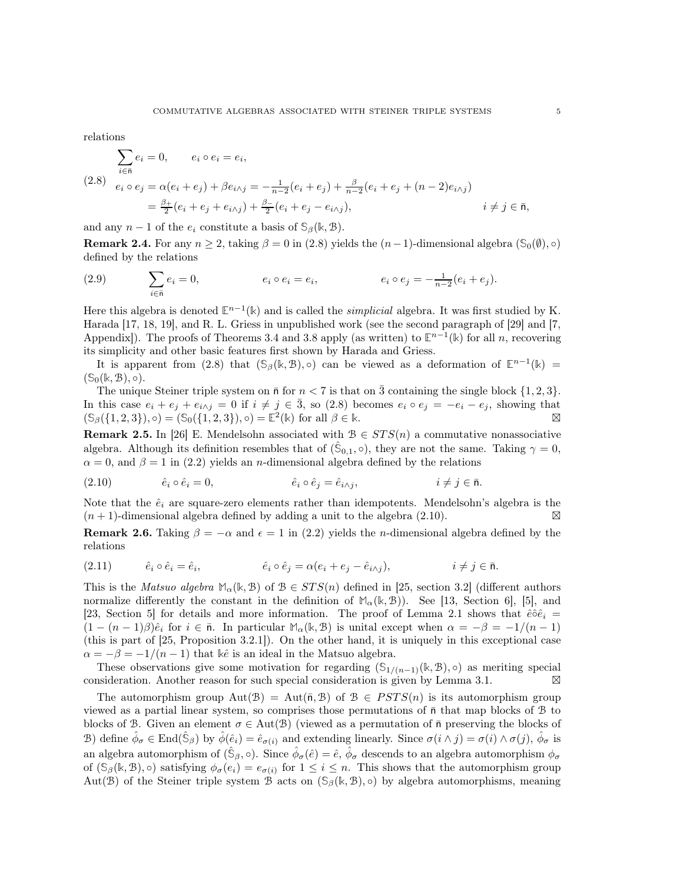relations

$$
\begin{aligned}
&\sum_{i\in\bar{\mathsf{n}}} e_i = 0, \qquad e_i \circ e_i = e_i,\\
(2.8)\quad & e_i \circ e_j = \alpha(e_i + e_j) + \beta e_{i\wedge j} = -\tfrac{1}{n-2}(e_i+e_j) + \tfrac{\beta}{n-2}(e_i + e_j + (n-2)e_{i\wedge j})\\
&\qquad = \tfrac{\beta_+}{2}(e_i + e_j + e_{i\wedge j}) + \tfrac{\beta_-}{2}(e_i + e_j - e_{i\wedge j}), \qquad\qquad i \neq j \in \bar{\mathsf{n}},
\end{aligned}
$$

and any $n-1$ of the $e_i$ constitute a basis of $\mathbb{S}_\beta(\Bbbk, \mathcal{B})$.

**Remark 2.4.** For any $n \geq 2$, taking $\beta = 0$ in (2.8) yields the $(n-1)$-dimensional algebra $(\mathbb{S}_0(\emptyset), \circ)$ defined by the relations

$$
(2.9)\qquad \sum_{i\in\bar{\mathsf{n}}} e_i = 0, \qquad\qquad e_i \circ e_i = e_i, \qquad\qquad e_i \circ e_j = -\tfrac{1}{n-2}(e_i + e_j).
$$

Here this algebra is denoted $\mathbb{E}^{n-1}(\Bbbk)$ and is called the *simplicial* algebra. It was first studied by K. Harada [17, 18, 19], and R. L. Griess in unpublished work (see the second paragraph of [29] and [7, Appendix]). The proofs of Theorems 3.4 and 3.8 apply (as written) to $\mathbb{E}^{n-1}(\Bbbk)$ for all $n$, recovering its simplicity and other basic features first shown by Harada and Griess.

It is apparent from (2.8) that $(\mathbb{S}_\beta(\Bbbk, \mathcal{B}), \circ)$ can be viewed as a deformation of $\mathbb{E}^{n-1}(\Bbbk) = (\mathbb{S}_0(\Bbbk, \mathcal{B}), \circ)$.

The unique Steiner triple system on $\bar{\mathsf{n}}$ for $n < 7$ is that on $\bar{3}$ containing the single block $\{1, 2, 3\}$. In this case $e_i + e_j + e_{i\wedge j} = 0$ if $i \neq j \in \bar{3}$, so (2.8) becomes $e_i \circ e_j = -e_i - e_j$, showing that $(\mathbb{S}_\beta(\{1, 2, 3\}), \circ) = (\mathbb{S}_0(\{1, 2, 3\}), \circ) = \mathbb{E}^2(\Bbbk)$ for all $\beta \in \Bbbk$. ⊠

**Remark 2.5.** In [26] E. Mendelsohn associated with $\mathcal{B} \in STS(n)$ a commutative nonassociative algebra. Although its definition resembles that of $(\hat{\mathbb{S}}_{0,1}, \circ)$, they are not the same. Taking $\gamma = 0$, $\alpha = 0$, and $\beta = 1$ in (2.2) yields an $n$-dimensional algebra defined by the relations

$$
(2.10)\qquad \hat{e}_i \circ \hat{e}_i = 0, \qquad\qquad \hat{e}_i \circ \hat{e}_j = \hat{e}_{i\wedge j}, \qquad\qquad i \neq j \in \bar{\mathsf{n}}.
$$

Note that the $\hat{e}_i$ are square-zero elements rather than idempotents. Mendelsohn's algebra is the $(n + 1)$-dimensional algebra defined by adding a unit to the algebra (2.10). ⊠

**Remark 2.6.** Taking $\beta = -\alpha$ and $\epsilon = 1$ in (2.2) yields the $n$-dimensional algebra defined by the relations

$$
(2.11)\qquad \hat{e}_i \circ \hat{e}_i = \hat{e}_i, \qquad\qquad \hat{e}_i \circ \hat{e}_j = \alpha(e_i + e_j - \hat{e}_{i\wedge j}), \qquad\qquad i \neq j \in \bar{\mathsf{n}}.
$$

This is the *Matsuo algebra* $\mathbb{M}_\alpha(\Bbbk, \mathcal{B})$ of $\mathcal{B} \in STS(n)$ defined in [25, section 3.2] (different authors normalize differently the constant in the definition of $\mathbb{M}_\alpha(\Bbbk, \mathcal{B})$). See [13, Section 6], [5], and [23, Section 5] for details and more information. The proof of Lemma 2.1 shows that $\hat{e}\hat{\circ}\hat{e}_i = (1 - (n-1)\beta)\hat{e}_i$ for $i \in \bar{\mathsf{n}}$. In particular $\mathbb{M}_\alpha(\Bbbk, \mathcal{B})$ is unital except when $\alpha = -\beta = -1/(n-1)$ (this is part of [25, Proposition 3.2.1]). On the other hand, it is uniquely in this exceptional case $\alpha = -\beta = -1/(n-1)$ that $\Bbbk\hat{e}$ is an ideal in the Matsuo algebra.

These observations give some motivation for regarding $(\mathbb{S}_{1/(n-1)}(\Bbbk, \mathcal{B}), \circ)$ as meriting special consideration. Another reason for such special consideration is given by Lemma 3.1. ⊠

The automorphism group $\mathrm{Aut}(\mathcal{B}) = \mathrm{Aut}(\bar{\mathsf{n}}, \mathcal{B})$ of $\mathcal{B} \in PSTS(n)$ is its automorphism group viewed as a partial linear system, so comprises those permutations of $\bar{\mathsf{n}}$ that map blocks of $\mathcal{B}$ to blocks of $\mathcal{B}$. Given an element $\sigma \in \mathrm{Aut}(\mathcal{B})$ (viewed as a permutation of $\bar{\mathsf{n}}$ preserving the blocks of $\mathcal{B}$) define $\hat{\phi}_\sigma \in \mathrm{End}(\hat{\mathbb{S}}_\beta)$ by $\hat{\phi}(\hat{e}_i) = \hat{e}_{\sigma(i)}$ and extending linearly. Since $\sigma(i \wedge j) = \sigma(i) \wedge \sigma(j)$, $\hat{\phi}_\sigma$ is an algebra automorphism of $(\hat{\mathbb{S}}_\beta, \circ)$. Since $\hat{\phi}_\sigma(\hat{e}) = \hat{e}$, $\hat{\phi}_\sigma$ descends to an algebra automorphism $\phi_\sigma$ of $(\mathbb{S}_\beta(\Bbbk, \mathcal{B}), \circ)$ satisfying $\phi_\sigma(e_i) = e_{\sigma(i)}$ for $1 \leq i \leq n$. This shows that the automorphism group $\mathrm{Aut}(\mathcal{B})$ of the Steiner triple system $\mathcal{B}$ acts on $(\mathbb{S}_\beta(\Bbbk, \mathcal{B}), \circ)$ by algebra automorphisms, meaning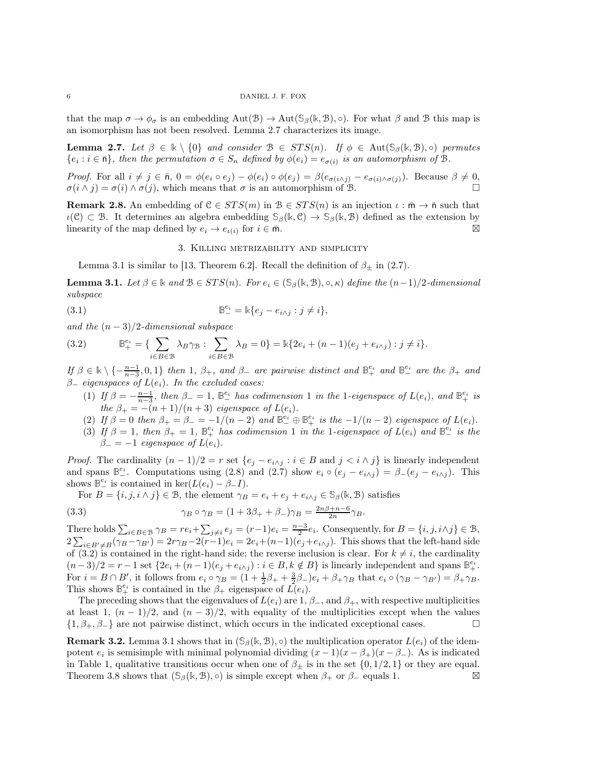that the map $\sigma \to \phi_\sigma$ is an embedding $\mathrm{Aut}(\mathcal{B}) \to \mathrm{Aut}(\mathbb{S}_\beta(\Bbbk, \mathcal{B}), \circ)$. For what $\beta$ and $\mathcal{B}$ this map is an isomorphism has not been resolved. Lemma 2.7 characterizes its image.

**Lemma 2.7.** *Let $\beta \in \Bbbk \setminus \{0\}$ and consider $\mathcal{B} \in STS(n)$. If $\phi \in \mathrm{Aut}(\mathbb{S}_\beta(\Bbbk, \mathcal{B}), \circ)$ permutes $\{e_i : i \in \bar{\mathsf{n}}\}$, then the permutation $\sigma \in S_n$ defined by $\phi(e_i) = e_{\sigma(i)}$ is an automorphism of $\mathcal{B}$.*

*Proof.* For all $i \neq j \in \bar{\mathsf{n}}$, $0 = \phi(e_i \circ e_j) - \phi(e_i) \circ \phi(e_j) = \beta(e_{\sigma(i \wedge j)} - e_{\sigma(i) \wedge \sigma(j)})$. Because $\beta \neq 0$, $\sigma(i \wedge j) = \sigma(i) \wedge \sigma(j)$, which means that $\sigma$ is an automorphism of $\mathcal{B}$. $\square$

**Remark 2.8.** An embedding of $\mathcal{C} \in STS(m)$ in $\mathcal{B} \in STS(n)$ is an injection $\iota : \bar{\mathsf{m}} \to \bar{\mathsf{n}}$ such that $\iota(\mathcal{C}) \subset \mathcal{B}$. It determines an algebra embedding $\mathbb{S}_\beta(\Bbbk, \mathcal{C}) \to \mathbb{S}_\beta(\Bbbk, \mathcal{B})$ defined as the extension by linearity of the map defined by $e_i \to e_{\iota(i)}$ for $i \in \bar{\mathsf{m}}$. $\boxtimes$

## 3. Killing metrizability and simplicity

Lemma 3.1 is similar to [13, Theorem 6.2]. Recall the definition of $\beta_\pm$ in (2.7).

**Lemma 3.1.** *Let $\beta \in \Bbbk$ and $\mathcal{B} \in STS(n)$. For $e_i \in (\mathbb{S}_\beta(\Bbbk, \mathcal{B}), \circ, \kappa)$ define the $(n-1)/2$-dimensional subspace*

$$\mathbb{B}_-^{e_i} = \Bbbk\{e_j - e_{i \wedge j} : j \neq i\}, \tag{3.1}$$

*and the $(n-3)/2$-dimensional subspace*

$$\mathbb{B}_+^{e_i} = \{ \sum_{i \in B \in \mathcal{B}} \lambda_B \gamma_{\mathcal{B}} : \sum_{i \in B \in \mathcal{B}} \lambda_B = 0\} = \Bbbk\{2e_i + (n-1)(e_j + e_{i \wedge j}) : j \neq i\}. \tag{3.2}$$

*If $\beta \in \Bbbk \setminus \{-\frac{n-1}{n-3}, 0, 1\}$ then $1$, $\beta_+$, and $\beta_-$ are pairwise distinct and $\mathbb{B}_+^{e_i}$ and $\mathbb{B}_-^{e_i}$ are the $\beta_+$ and $\beta_-$ eigenspaces of $L(e_i)$. In the excluded cases:*

1. *If $\beta = -\frac{n-1}{n-3}$, then $\beta_- = 1$, $\mathbb{B}_-^{e_i}$ has codimension $1$ in the $1$-eigenspace of $L(e_i)$, and $\mathbb{B}_+^{e_i}$ is the $\beta_+ = -(n+1)/(n+3)$ eigenspace of $L(e_i)$.*
2. *If $\beta = 0$ then $\beta_+ = \beta_- = -1/(n-2)$ and $\mathbb{B}_-^{e_i} \oplus \mathbb{B}_+^{e_i}$ is the $-1/(n-2)$ eigenspace of $L(e_i)$.*
3. *If $\beta = 1$, then $\beta_+ = 1$, $\mathbb{B}_+^{e_i}$ has codimension $1$ in the $1$-eigenspace of $L(e_i)$ and $\mathbb{B}_-^{e_i}$ is the $\beta_- = -1$ eigenspace of $L(e_i)$.*

*Proof.* The cardinality $(n-1)/2 = r$ set $\{e_j - e_{i \wedge j} : i \in B \text{ and } j < i \wedge j\}$ is linearly independent and spans $\mathbb{B}_-^{e_i}$. Computations using (2.8) and (2.7) show $e_i \circ (e_j - e_{i \wedge j}) = \beta_-(e_j - e_{i \wedge j})$. This shows $\mathbb{B}_-^{e_i}$ is contained in $\ker(L(e_i) - \beta_- I)$.

For $B = \{i, j, i \wedge j\} \in \mathcal{B}$, the element $\gamma_B = e_i + e_j + e_{i \wedge j} \in \mathbb{S}_\beta(\Bbbk, \mathcal{B})$ satisfies

$$\gamma_B \circ \gamma_B = (1 + 3\beta_+ + \beta_-)\gamma_B = \tfrac{2n\beta + n - 6}{2n}\gamma_B. \tag{3.3}$$

There holds $\sum_{i \in B \in \mathcal{B}} \gamma_B = re_i + \sum_{j \neq i} e_j = (r-1)e_i = \frac{n-3}{2}e_i$. Consequently, for $B = \{i, j, i \wedge j\} \in \mathcal{B}$, $2\sum_{i \in B' \neq B}(\gamma_B - \gamma_{B'}) = 2r\gamma_B - 2(r-1)e_i = 2e_i + (n-1)(e_j + e_{i \wedge j})$. This shows that the left-hand side of (3.2) is contained in the right-hand side; the reverse inclusion is clear. For $k \neq i$, the cardinality $(n-3)/2 = r - 1$ set $\{2e_i + (n-1)(e_j + e_{i \wedge j}) : i \in B, k \notin B\}$ is linearly independent and spans $\mathbb{B}_+^{e_i}$. For $i = B \cap B'$, it follows from $e_i \circ \gamma_B = (1 + \frac{1}{2}\beta_+ + \frac{3}{2}\beta_-)e_i + \beta_+\gamma_B$ that $e_i \circ (\gamma_B - \gamma_{B'}) = \beta_+\gamma_B$. This shows $\mathbb{B}_+^{e_i}$ is contained in the $\beta_+$ eigenspace of $L(e_i)$.

The preceding shows that the eigenvalues of $L(e_i)$ are $1$, $\beta_-$, and $\beta_+$, with respective multiplicities at least $1$, $(n-1)/2$, and $(n-3)/2$, with equality of the multiplicities except when the values $\{1, \beta_+, \beta_-\}$ are not pairwise distinct, which occurs in the indicated exceptional cases. $\square$

**Remark 3.2.** Lemma 3.1 shows that in $(\mathbb{S}_\beta(\Bbbk, \mathcal{B}), \circ)$ the multiplication operator $L(e_i)$ of the idempotent $e_i$ is semisimple with minimal polynomial dividing $(x-1)(x-\beta_+)(x-\beta_-)$. As is indicated in Table 1, qualitative transitions occur when one of $\beta_\pm$ is in the set $\{0, 1/2, 1\}$ or they are equal. Theorem 3.8 shows that $(\mathbb{S}_\beta(\Bbbk, \mathcal{B}), \circ)$ is simple except when $\beta_+$ or $\beta_-$ equals $1$. $\boxtimes$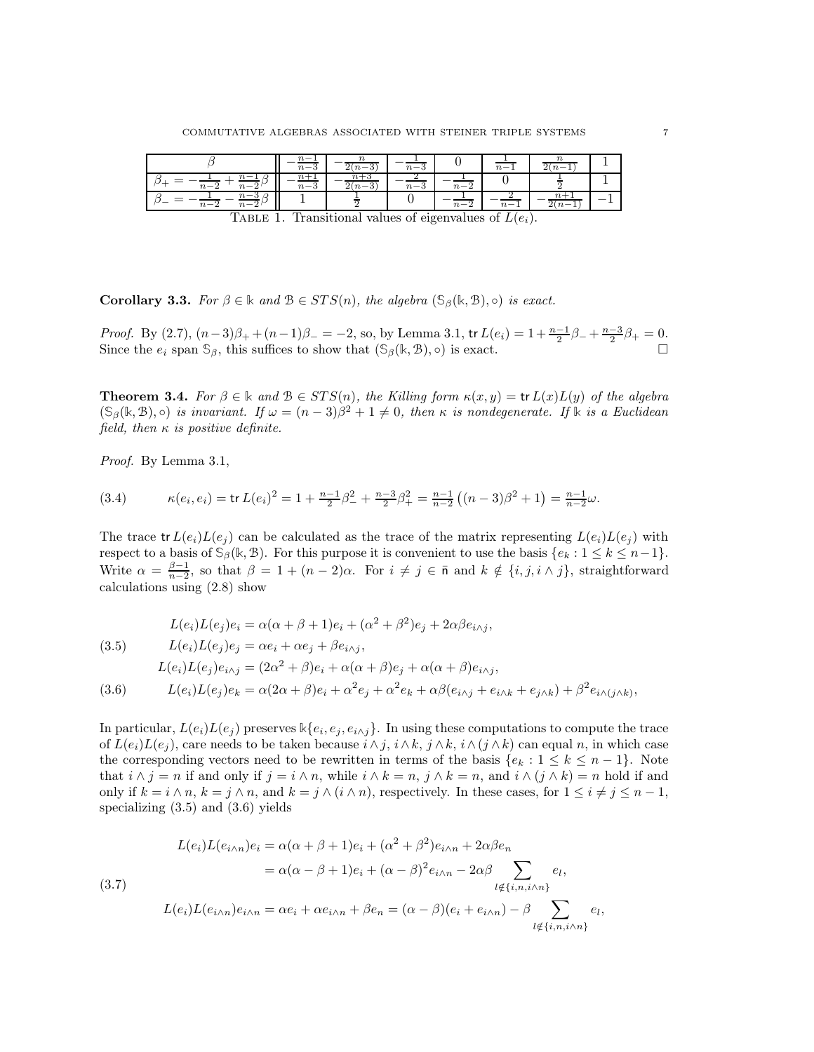| $\beta$ | $-\frac{n-1}{n-3}$ | $-\frac{n}{2(n-3)}$ | $-\frac{1}{n-3}$ | $0$ | $\frac{1}{n-1}$ | $\frac{n}{2(n-1)}$ | $1$ |
|---|---|---|---|---|---|---|---|
| $\beta_+ = -\frac{1}{n-2} + \frac{n-1}{n-2}\beta$ | $-\frac{n+1}{n-3}$ | $-\frac{n+3}{2(n-3)}$ | $-\frac{2}{n-3}$ | $-\frac{1}{n-2}$ | $0$ | $\frac{1}{2}$ | $1$ |
| $\beta_- = -\frac{1}{n-2} - \frac{n-3}{n-2}\beta$ | $1$ | $\frac{1}{2}$ | $0$ | $-\frac{1}{n-2}$ | $-\frac{2}{n-1}$ | $-\frac{n+1}{2(n-1)}$ | $-1$ |

TABLE 1. Transitional values of eigenvalues of $L(e_i)$.

**Corollary 3.3.** *For $\beta \in \Bbbk$ and $\mathcal{B} \in STS(n)$, the algebra $(\mathbb{S}_\beta(\Bbbk, \mathcal{B}), \circ)$ is exact.*

*Proof.* By (2.7), $(n-3)\beta_+ + (n-1)\beta_- = -2$, so, by Lemma 3.1, $\operatorname{tr} L(e_i) = 1 + \frac{n-1}{2}\beta_- + \frac{n-3}{2}\beta_+ = 0$. Since the $e_i$ span $\mathbb{S}_\beta$, this suffices to show that $(\mathbb{S}_\beta(\Bbbk, \mathcal{B}), \circ)$ is exact. □

**Theorem 3.4.** *For $\beta \in \Bbbk$ and $\mathcal{B} \in STS(n)$, the Killing form $\kappa(x, y) = \operatorname{tr} L(x)L(y)$ of the algebra $(\mathbb{S}_\beta(\Bbbk, \mathcal{B}), \circ)$ is invariant. If $\omega = (n-3)\beta^2 + 1 \neq 0$, then $\kappa$ is nondegenerate. If $\Bbbk$ is a Euclidean field, then $\kappa$ is positive definite.*

*Proof.* By Lemma 3.1,

$$\kappa(e_i, e_i) = \operatorname{tr} L(e_i)^2 = 1 + \tfrac{n-1}{2}\beta_-^2 + \tfrac{n-3}{2}\beta_+^2 = \tfrac{n-1}{n-2}\left((n-3)\beta^2 + 1\right) = \tfrac{n-1}{n-2}\omega. \tag{3.4}$$

The trace $\operatorname{tr} L(e_i)L(e_j)$ can be calculated as the trace of the matrix representing $L(e_i)L(e_j)$ with respect to a basis of $\mathbb{S}_\beta(\Bbbk, \mathcal{B})$. For this purpose it is convenient to use the basis $\{e_k : 1 \leq k \leq n-1\}$. Write $\alpha = \frac{\beta - 1}{n-2}$, so that $\beta = 1 + (n-2)\alpha$. For $i \neq j \in \bar{\mathsf{n}}$ and $k \notin \{i, j, i \wedge j\}$, straightforward calculations using (2.8) show

$$\begin{aligned}
&L(e_i)L(e_j)e_i = \alpha(\alpha + \beta + 1)e_i + (\alpha^2 + \beta^2)e_j + 2\alpha\beta e_{i\wedge j},\\
&L(e_i)L(e_j)e_j = \alpha e_i + \alpha e_j + \beta e_{i\wedge j}, \qquad (3.5)\\
&L(e_i)L(e_j)e_{i\wedge j} = (2\alpha^2 + \beta)e_i + \alpha(\alpha + \beta)e_j + \alpha(\alpha + \beta)e_{i\wedge j},
\end{aligned}$$

$$L(e_i)L(e_j)e_k = \alpha(2\alpha + \beta)e_i + \alpha^2 e_j + \alpha^2 e_k + \alpha\beta(e_{i\wedge j} + e_{i\wedge k} + e_{j\wedge k}) + \beta^2 e_{i\wedge(j\wedge k)}, \tag{3.6}$$

In particular, $L(e_i)L(e_j)$ preserves $\Bbbk\{e_i, e_j, e_{i\wedge j}\}$. In using these computations to compute the trace of $L(e_i)L(e_j)$, care needs to be taken because $i \wedge j$, $i \wedge k$, $j \wedge k$, $i \wedge (j \wedge k)$ can equal $n$, in which case the corresponding vectors need to be rewritten in terms of the basis $\{e_k : 1 \leq k \leq n-1\}$. Note that $i \wedge j = n$ if and only if $j = i \wedge n$, while $i \wedge k = n$, $j \wedge k = n$, and $i \wedge (j \wedge k) = n$ hold if and only if $k = i \wedge n$, $k = j \wedge n$, and $k = j \wedge (i \wedge n)$, respectively. In these cases, for $1 \leq i \neq j \leq n-1$, specializing (3.5) and (3.6) yields

$$\begin{aligned}
L(e_i)L(e_{i\wedge n})e_i &= \alpha(\alpha + \beta + 1)e_i + (\alpha^2 + \beta^2)e_{i\wedge n} + 2\alpha\beta e_n\\
&= \alpha(\alpha - \beta + 1)e_i + (\alpha - \beta)^2 e_{i\wedge n} - 2\alpha\beta \sum_{l \notin \{i, n, i\wedge n\}} e_l, \qquad (3.7)\\
L(e_i)L(e_{i\wedge n})e_{i\wedge n} &= \alpha e_i + \alpha e_{i\wedge n} + \beta e_n = (\alpha - \beta)(e_i + e_{i\wedge n}) - \beta \sum_{l \notin \{i, n, i\wedge n\}} e_l,
\end{aligned}$$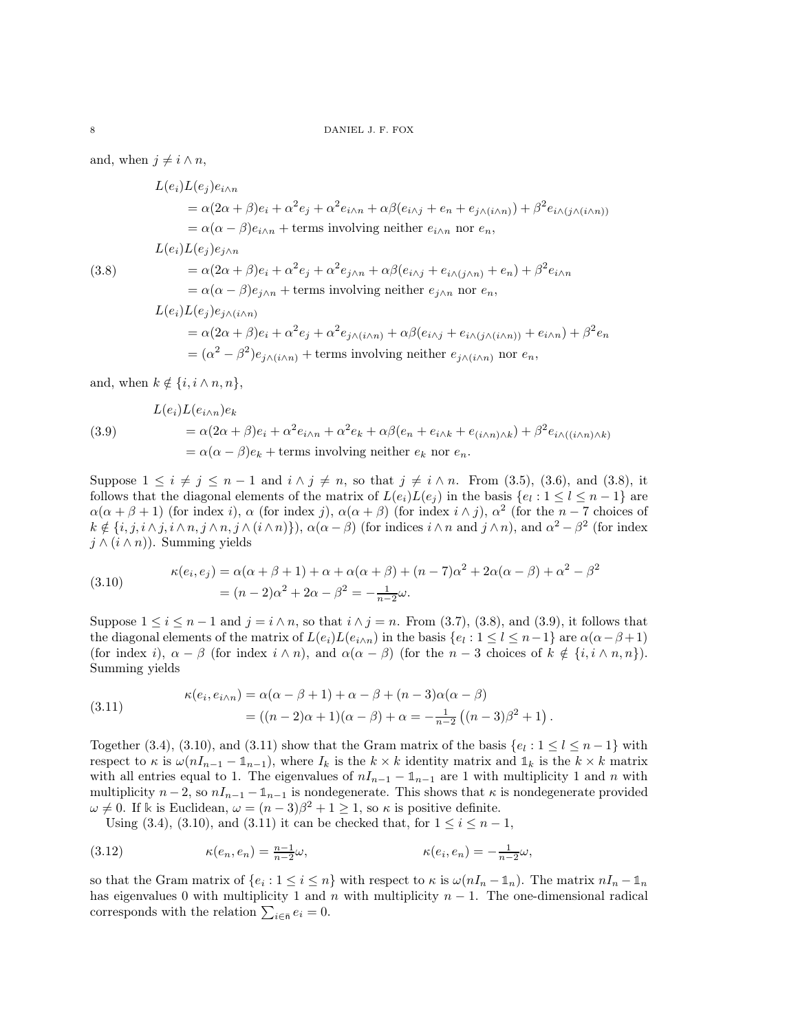and, when $j \neq i \wedge n$,

$$
\begin{aligned}
&L(e_i)L(e_j)e_{i\wedge n}\\
&\quad = \alpha(2\alpha+\beta)e_i + \alpha^2 e_j + \alpha^2 e_{i\wedge n} + \alpha\beta(e_{i\wedge j} + e_n + e_{j\wedge(i\wedge n)}) + \beta^2 e_{i\wedge(j\wedge(i\wedge n))}\\
&\quad = \alpha(\alpha-\beta)e_{i\wedge n} + \text{terms involving neither } e_{i\wedge n} \text{ nor } e_n,\\
&L(e_i)L(e_j)e_{j\wedge n}\\
&\quad = \alpha(2\alpha+\beta)e_i + \alpha^2 e_j + \alpha^2 e_{j\wedge n} + \alpha\beta(e_{i\wedge j} + e_{i\wedge(j\wedge n)} + e_n) + \beta^2 e_{i\wedge n}\\
&\quad = \alpha(\alpha-\beta)e_{j\wedge n} + \text{terms involving neither } e_{j\wedge n} \text{ nor } e_n,\\
&L(e_i)L(e_j)e_{j\wedge(i\wedge n)}\\
&\quad = \alpha(2\alpha+\beta)e_i + \alpha^2 e_j + \alpha^2 e_{j\wedge(i\wedge n)} + \alpha\beta(e_{i\wedge j} + e_{i\wedge(j\wedge(i\wedge n))} + e_{i\wedge n}) + \beta^2 e_n\\
&\quad = (\alpha^2-\beta^2)e_{j\wedge(i\wedge n)} + \text{terms involving neither } e_{j\wedge(i\wedge n)} \text{ nor } e_n,
\end{aligned}
\tag{3.8}
$$

and, when $k \notin \{i, i\wedge n, n\}$,

$$
\begin{aligned}
&L(e_i)L(e_{i\wedge n})e_k\\
&\quad = \alpha(2\alpha+\beta)e_i + \alpha^2 e_{i\wedge n} + \alpha^2 e_k + \alpha\beta(e_n + e_{i\wedge k} + e_{(i\wedge n)\wedge k}) + \beta^2 e_{i\wedge((i\wedge n)\wedge k)}\\
&\quad = \alpha(\alpha-\beta)e_k + \text{terms involving neither } e_k \text{ nor } e_n.
\end{aligned}
\tag{3.9}
$$

Suppose $1 \leq i \neq j \leq n-1$ and $i \wedge j \neq n$, so that $j \neq i \wedge n$. From (3.5), (3.6), and (3.8), it follows that the diagonal elements of the matrix of $L(e_i)L(e_j)$ in the basis $\{e_l : 1 \leq l \leq n-1\}$ are $\alpha(\alpha+\beta+1)$ (for index $i$), $\alpha$ (for index $j$), $\alpha(\alpha+\beta)$ (for index $i\wedge j$), $\alpha^2$ (for the $n-7$ choices of $k \notin \{i, j, i\wedge j, i\wedge n, j\wedge n, j\wedge(i\wedge n)\}$), $\alpha(\alpha-\beta)$ (for indices $i\wedge n$ and $j \wedge n$), and $\alpha^2-\beta^2$ (for index $j\wedge(i\wedge n)$). Summing yields

$$
\begin{aligned}
\kappa(e_i, e_j) &= \alpha(\alpha+\beta+1) + \alpha + \alpha(\alpha+\beta) + (n-7)\alpha^2 + 2\alpha(\alpha-\beta) + \alpha^2 - \beta^2\\
&= (n-2)\alpha^2 + 2\alpha - \beta^2 = -\tfrac{1}{n-2}\omega.
\end{aligned}
\tag{3.10}
$$

Suppose $1 \leq i \leq n-1$ and $j = i\wedge n$, so that $i \wedge j = n$. From (3.7), (3.8), and (3.9), it follows that the diagonal elements of the matrix of $L(e_i)L(e_{i\wedge n})$ in the basis $\{e_l : 1 \leq l \leq n-1\}$ are $\alpha(\alpha-\beta+1)$ (for index $i$), $\alpha-\beta$ (for index $i\wedge n$), and $\alpha(\alpha-\beta)$ (for the $n-3$ choices of $k \notin \{i, i\wedge n, n\}$). Summing yields

$$
\begin{aligned}
\kappa(e_i, e_{i\wedge n}) &= \alpha(\alpha-\beta+1) + \alpha - \beta + (n-3)\alpha(\alpha-\beta)\\
&= ((n-2)\alpha+1)(\alpha-\beta) + \alpha = -\tfrac{1}{n-2}\left((n-3)\beta^2+1\right).
\end{aligned}
\tag{3.11}
$$

Together (3.4), (3.10), and (3.11) show that the Gram matrix of the basis $\{e_l : 1 \leq l \leq n-1\}$ with respect to $\kappa$ is $\omega(nI_{n-1} - \mathbb{1}_{n-1})$, where $I_k$ is the $k\times k$ identity matrix and $\mathbb{1}_k$ is the $k \times k$ matrix with all entries equal to 1. The eigenvalues of $nI_{n-1} - \mathbb{1}_{n-1}$ are 1 with multiplicity 1 and $n$ with multiplicity $n-2$, so $nI_{n-1} - \mathbb{1}_{n-1}$ is nondegenerate. This shows that $\kappa$ is nondegenerate provided $\omega \neq 0$. If $\Bbbk$ is Euclidean, $\omega = (n-3)\beta^2 + 1 \geq 1$, so $\kappa$ is positive definite.

Using (3.4), (3.10), and (3.11) it can be checked that, for $1 \leq i \leq n-1$,

$$
\kappa(e_n, e_n) = \tfrac{n-1}{n-2}\omega, \qquad\qquad \kappa(e_i, e_n) = -\tfrac{1}{n-2}\omega,
\tag{3.12}
$$

so that the Gram matrix of $\{e_i : 1 \leq i \leq n\}$ with respect to $\kappa$ is $\omega(nI_n - \mathbb{1}_n)$. The matrix $nI_n - \mathbb{1}_n$ has eigenvalues 0 with multiplicity 1 and $n$ with multiplicity $n-1$. The one-dimensional radical corresponds with the relation $\sum_{i\in\bar{n}} e_i = 0$.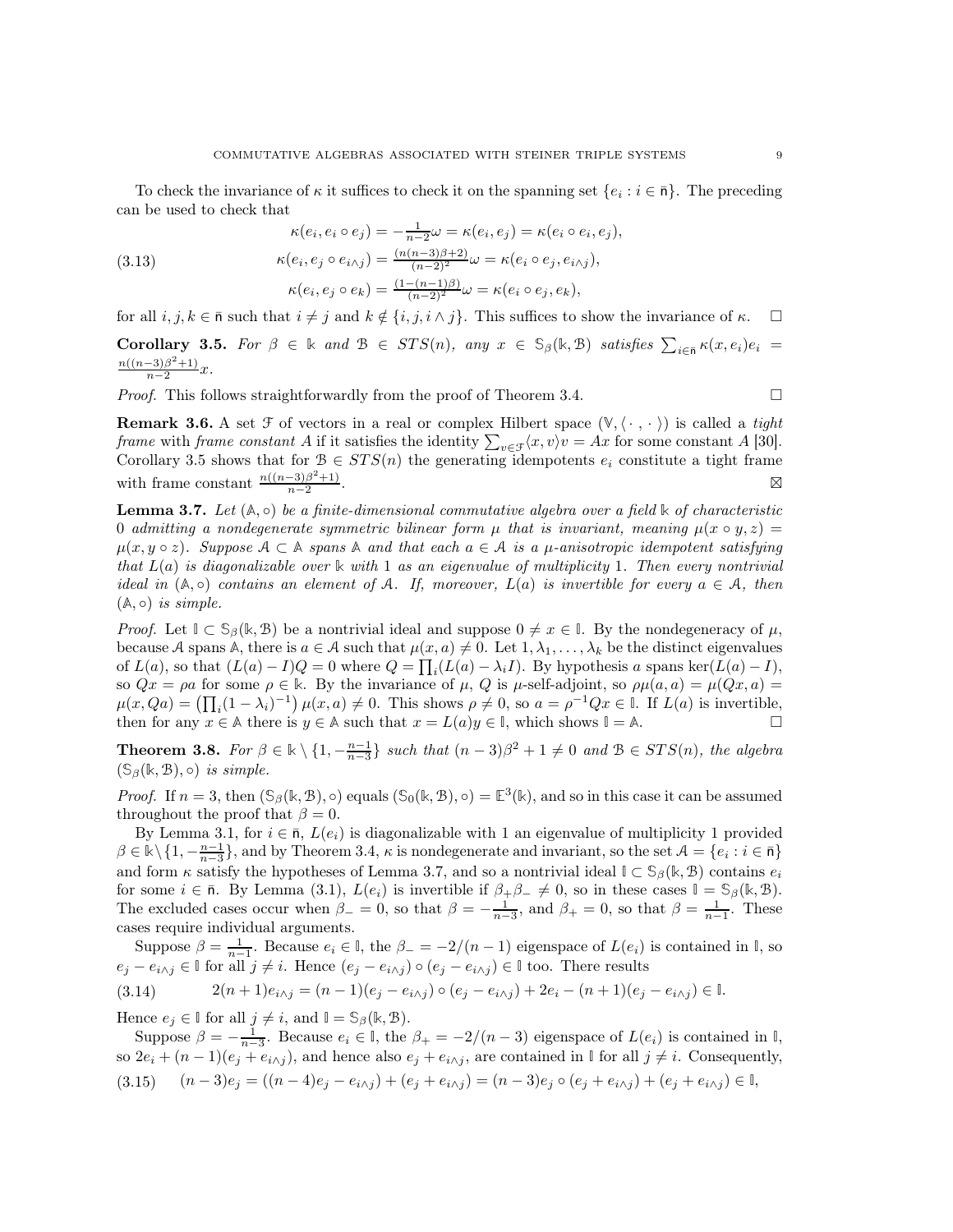To check the invariance of $\kappa$ it suffices to check it on the spanning set $\{e_i : i \in \bar{n}\}$. The preceding can be used to check that

$$
\begin{aligned}
\kappa(e_i, e_i \circ e_j) &= -\tfrac{1}{n-2}\omega = \kappa(e_i, e_j) = \kappa(e_i \circ e_i, e_j),\\
\kappa(e_i, e_j \circ e_{i\wedge j}) &= \tfrac{(n(n-3)\beta+2)}{(n-2)^2}\omega = \kappa(e_i \circ e_j, e_{i\wedge j}),\\
\kappa(e_i, e_j \circ e_k) &= \tfrac{(1-(n-1)\beta)}{(n-2)^2}\omega = \kappa(e_i \circ e_j, e_k),
\end{aligned}
\tag{3.13}
$$

for all $i, j, k \in \bar{n}$ such that $i \neq j$ and $k \notin \{i, j, i \wedge j\}$. This suffices to show the invariance of $\kappa$. $\square$

**Corollary 3.5.** *For $\beta \in \Bbbk$ and $\mathcal{B} \in STS(n)$, any $x \in \mathbb{S}_\beta(\Bbbk, \mathcal{B})$ satisfies $\sum_{i\in\bar{n}} \kappa(x, e_i)e_i = \frac{n((n-3)\beta^2+1)}{n-2}x$.*

*Proof.* This follows straightforwardly from the proof of Theorem 3.4. $\square$

**Remark 3.6.** A set $\mathcal{F}$ of vectors in a real or complex Hilbert space $(\mathbb{V}, \langle\,\cdot\,,\,\cdot\,\rangle)$ is called a *tight frame* with *frame constant* $A$ if it satisfies the identity $\sum_{v\in\mathcal{F}}\langle x, v\rangle v = Ax$ for some constant $A$ [30]. Corollary 3.5 shows that for $\mathcal{B} \in STS(n)$ the generating idempotents $e_i$ constitute a tight frame with frame constant $\frac{n((n-3)\beta^2+1)}{n-2}$. $\boxtimes$

**Lemma 3.7.** *Let $(\mathbb{A}, \circ)$ be a finite-dimensional commutative algebra over a field $\Bbbk$ of characteristic 0 admitting a nondegenerate symmetric bilinear form $\mu$ that is invariant, meaning $\mu(x \circ y, z) = \mu(x, y \circ z)$. Suppose $\mathcal{A} \subset \mathbb{A}$ spans $\mathbb{A}$ and that each $a \in \mathcal{A}$ is a $\mu$-anisotropic idempotent satisfying that $L(a)$ is diagonalizable over $\Bbbk$ with 1 as an eigenvalue of multiplicity 1. Then every nontrivial ideal in $(\mathbb{A}, \circ)$ contains an element of $\mathcal{A}$. If, moreover, $L(a)$ is invertible for every $a \in \mathcal{A}$, then $(\mathbb{A}, \circ)$ is simple.*

*Proof.* Let $\mathbb{I} \subset \mathbb{S}_\beta(\Bbbk, \mathcal{B})$ be a nontrivial ideal and suppose $0 \neq x \in \mathbb{I}$. By the nondegeneracy of $\mu$, because $\mathcal{A}$ spans $\mathbb{A}$, there is $a \in \mathcal{A}$ such that $\mu(x, a) \neq 0$. Let $1, \lambda_1, \dots, \lambda_k$ be the distinct eigenvalues of $L(a)$, so that $(L(a) - I)Q = 0$ where $Q = \prod_i(L(a) - \lambda_i I)$. By hypothesis $a$ spans $\ker(L(a) - I)$, so $Qx = \rho a$ for some $\rho \in \Bbbk$. By the invariance of $\mu$, $Q$ is $\mu$-self-adjoint, so $\rho\mu(a, a) = \mu(Qx, a) = \mu(x, Qa) = \left(\prod_i(1 - \lambda_i)^{-1}\right)\mu(x, a) \neq 0$. This shows $\rho \neq 0$, so $a = \rho^{-1}Qx \in \mathbb{I}$. If $L(a)$ is invertible, then for any $x \in \mathbb{A}$ there is $y \in \mathbb{A}$ such that $x = L(a)y \in \mathbb{I}$, which shows $\mathbb{I} = \mathbb{A}$. $\square$

**Theorem 3.8.** *For $\beta \in \Bbbk \setminus \{1, -\frac{n-1}{n-3}\}$ such that $(n-3)\beta^2 + 1 \neq 0$ and $\mathcal{B} \in STS(n)$, the algebra $(\mathbb{S}_\beta(\Bbbk, \mathcal{B}), \circ)$ is simple.*

*Proof.* If $n = 3$, then $(\mathbb{S}_\beta(\Bbbk, \mathcal{B}), \circ)$ equals $(\mathbb{S}_0(\Bbbk, \mathcal{B}), \circ) = \mathbb{E}^3(\Bbbk)$, and so in this case it can be assumed throughout the proof that $\beta = 0$.

By Lemma 3.1, for $i \in \bar{n}$, $L(e_i)$ is diagonalizable with 1 an eigenvalue of multiplicity 1 provided $\beta \in \Bbbk \setminus \{1, -\frac{n-1}{n-3}\}$, and by Theorem 3.4, $\kappa$ is nondegenerate and invariant, so the set $\mathcal{A} = \{e_i : i \in \bar{n}\}$ and form $\kappa$ satisfy the hypotheses of Lemma 3.7, and so a nontrivial ideal $\mathbb{I} \subset \mathbb{S}_\beta(\Bbbk, \mathcal{B})$ contains $e_i$ for some $i \in \bar{n}$. By Lemma (3.1), $L(e_i)$ is invertible if $\beta_+\beta_- \neq 0$, so in these cases $\mathbb{I} = \mathbb{S}_\beta(\Bbbk, \mathcal{B})$. The excluded cases occur when $\beta_- = 0$, so that $\beta = -\frac{1}{n-3}$, and $\beta_+ = 0$, so that $\beta = \frac{1}{n-1}$. These cases require individual arguments.

Suppose $\beta = \frac{1}{n-1}$. Because $e_i \in \mathbb{I}$, the $\beta_- = -2/(n-1)$ eigenspace of $L(e_i)$ is contained in $\mathbb{I}$, so $e_j - e_{i\wedge j} \in \mathbb{I}$ for all $j \neq i$. Hence $(e_j - e_{i\wedge j}) \circ (e_j - e_{i\wedge j}) \in \mathbb{I}$ too. There results

$$
2(n+1)e_{i\wedge j} = (n-1)(e_j - e_{i\wedge j}) \circ (e_j - e_{i\wedge j}) + 2e_i - (n+1)(e_j - e_{i\wedge j}) \in \mathbb{I}. \tag{3.14}
$$

Hence $e_j \in \mathbb{I}$ for all $j \neq i$, and $\mathbb{I} = \mathbb{S}_\beta(\Bbbk, \mathcal{B})$.

Suppose $\beta = -\frac{1}{n-3}$. Because $e_i \in \mathbb{I}$, the $\beta_+ = -2/(n-3)$ eigenspace of $L(e_i)$ is contained in $\mathbb{I}$, so $2e_i + (n-1)(e_j + e_{i\wedge j})$, and hence also $e_j + e_{i\wedge j}$, are contained in $\mathbb{I}$ for all $j \neq i$. Consequently,

$$
(n-3)e_j = ((n-4)e_j - e_{i\wedge j}) + (e_j + e_{i\wedge j}) = (n-3)e_j \circ (e_j + e_{i\wedge j}) + (e_j + e_{i\wedge j}) \in \mathbb{I}, \tag{3.15}
$$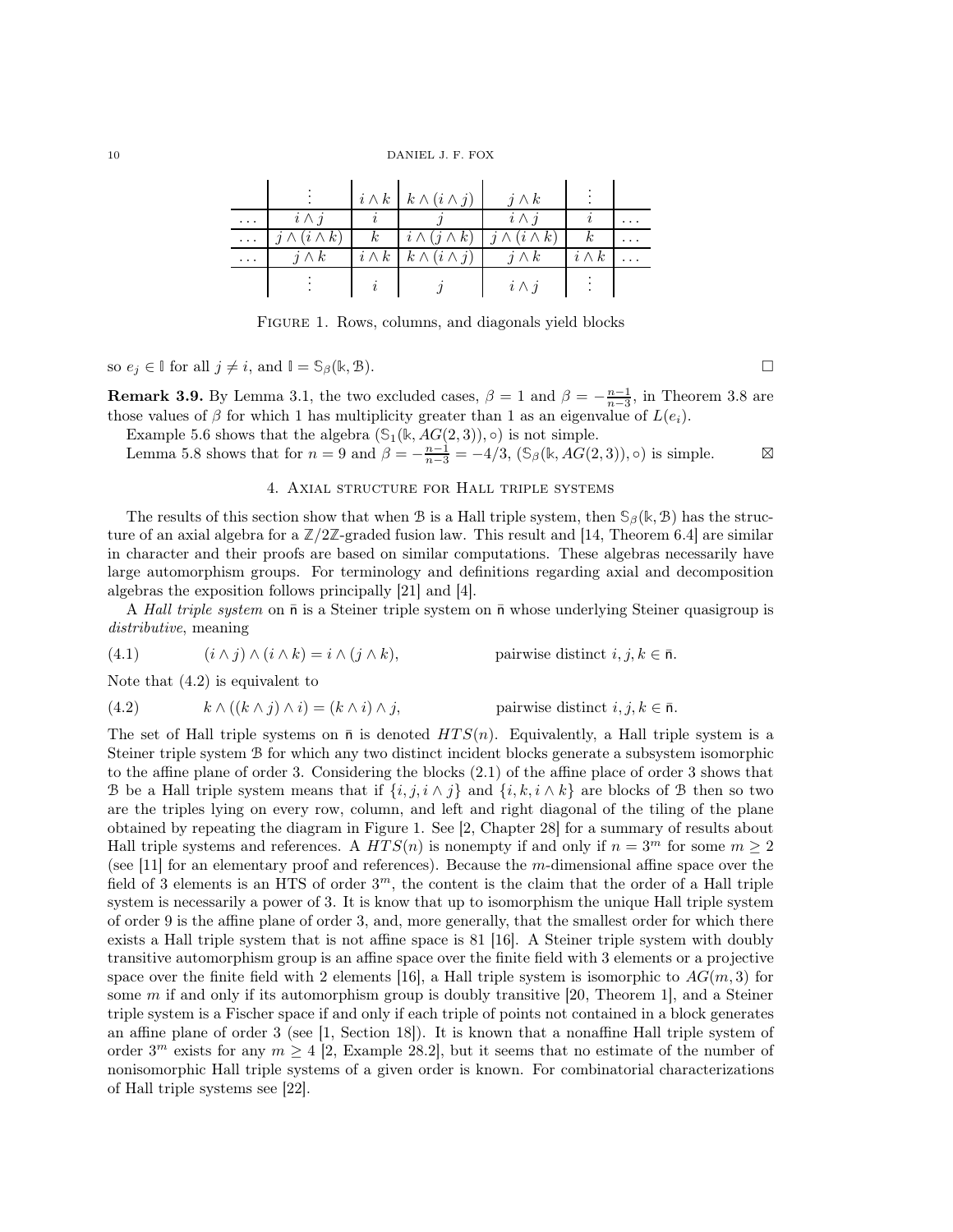|  | $\vdots$ | $i \wedge k$ | $k \wedge (i \wedge j)$ | $j \wedge k$ | $\vdots$ |  |
|---|---|---|---|---|---|---|
| $\dots$ | $i \wedge j$ | $i$ | $j$ | $i \wedge j$ | $i$ | $\dots$ |
| $\dots$ | $j \wedge (i \wedge k)$ | $k$ | $i \wedge (j \wedge k)$ | $j \wedge (i \wedge k)$ | $k$ | $\dots$ |
| $\dots$ | $j \wedge k$ | $i \wedge k$ | $k \wedge (i \wedge j)$ | $j \wedge k$ | $i \wedge k$ | $\dots$ |
|  | $\vdots$ | $i$ | $j$ | $i \wedge j$ | $\vdots$ |  |

Figure 1. Rows, columns, and diagonals yield blocks

so $e_j \in \mathbb{I}$ for all $j \neq i$, and $\mathbb{I} = \mathbb{S}_\beta(\Bbbk, \mathcal{B})$. □

**Remark 3.9.** By Lemma 3.1, the two excluded cases, $\beta = 1$ and $\beta = -\frac{n-1}{n-3}$, in Theorem 3.8 are those values of $\beta$ for which 1 has multiplicity greater than 1 as an eigenvalue of $L(e_i)$.

Example 5.6 shows that the algebra $(\mathbb{S}_1(\Bbbk, AG(2,3)), \circ)$ is not simple.

Lemma 5.8 shows that for $n = 9$ and $\beta = -\frac{n-1}{n-3} = -4/3$, $(\mathbb{S}_\beta(\Bbbk, AG(2,3)), \circ)$ is simple. ⊠

## 4. Axial structure for Hall triple systems

The results of this section show that when $\mathcal{B}$ is a Hall triple system, then $\mathbb{S}_\beta(\Bbbk, \mathcal{B})$ has the structure of an axial algebra for a $\mathbb{Z}/2\mathbb{Z}$-graded fusion law. This result and [14, Theorem 6.4] are similar in character and their proofs are based on similar computations. These algebras necessarily have large automorphism groups. For terminology and definitions regarding axial and decomposition algebras the exposition follows principally [21] and [4].

A *Hall triple system* on $\bar{\mathsf{n}}$ is a Steiner triple system on $\bar{\mathsf{n}}$ whose underlying Steiner quasigroup is *distributive*, meaning

$$(i \wedge j) \wedge (i \wedge k) = i \wedge (j \wedge k), \qquad \text{pairwise distinct } i, j, k \in \bar{\mathsf{n}}. \tag{4.1}$$

Note that (4.2) is equivalent to

$$k \wedge ((k \wedge j) \wedge i) = (k \wedge i) \wedge j, \qquad \text{pairwise distinct } i, j, k \in \bar{\mathsf{n}}. \tag{4.2}$$

The set of Hall triple systems on $\bar{\mathsf{n}}$ is denoted $HTS(n)$. Equivalently, a Hall triple system is a Steiner triple system $\mathcal{B}$ for which any two distinct incident blocks generate a subsystem isomorphic to the affine plane of order 3. Considering the blocks (2.1) of the affine place of order 3 shows that $\mathcal{B}$ be a Hall triple system means that if $\{i, j, i \wedge j\}$ and $\{i, k, i \wedge k\}$ are blocks of $\mathcal{B}$ then so two are the triples lying on every row, column, and left and right diagonal of the tiling of the plane obtained by repeating the diagram in Figure 1. See [2, Chapter 28] for a summary of results about Hall triple systems and references. A $HTS(n)$ is nonempty if and only if $n = 3^m$ for some $m \geq 2$ (see [11] for an elementary proof and references). Because the $m$-dimensional affine space over the field of 3 elements is an HTS of order $3^m$, the content is the claim that the order of a Hall triple system is necessarily a power of 3. It is know that up to isomorphism the unique Hall triple system of order 9 is the affine plane of order 3, and, more generally, that the smallest order for which there exists a Hall triple system that is not affine space is 81 [16]. A Steiner triple system with doubly transitive automorphism group is an affine space over the finite field with 3 elements or a projective space over the finite field with 2 elements [16], a Hall triple system is isomorphic to $AG(m, 3)$ for some $m$ if and only if its automorphism group is doubly transitive [20, Theorem 1], and a Steiner triple system is a Fischer space if and only if each triple of points not contained in a block generates an affine plane of order 3 (see [1, Section 18]). It is known that a nonaffine Hall triple system of order $3^m$ exists for any $m \geq 4$ [2, Example 28.2], but it seems that no estimate of the number of nonisomorphic Hall triple systems of a given order is known. For combinatorial characterizations of Hall triple systems see [22].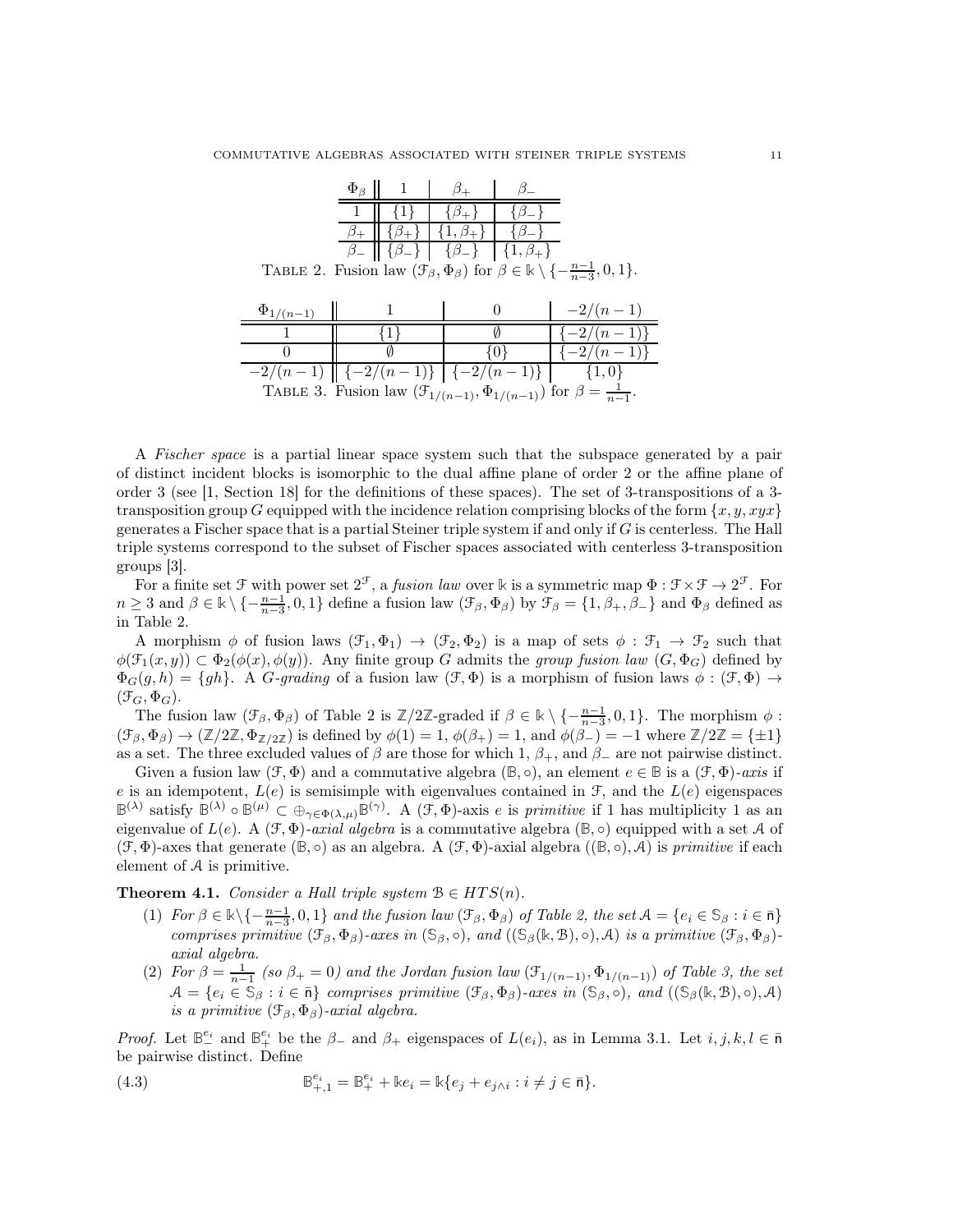| $\Phi_\beta$ | $1$ | $\beta_+$ | $\beta_-$ |
|---|---|---|---|
| $1$ | $\{1\}$ | $\{\beta_+\}$ | $\{\beta_-\}$ |
| $\beta_+$ | $\{\beta_+\}$ | $\{1, \beta_+\}$ | $\{\beta_-\}$ |
| $\beta_-$ | $\{\beta_-\}$ | $\{\beta_-\}$ | $\{1, \beta_+\}$ |

TABLE 2. Fusion law $(\mathcal{F}_\beta, \Phi_\beta)$ for $\beta \in \Bbbk \setminus \{-\frac{n-1}{n-3}, 0, 1\}$.

| $\Phi_{1/(n-1)}$ | $1$ | $0$ | $-2/(n-1)$ |
|---|---|---|---|
| $1$ | $\{1\}$ | $\emptyset$ | $\{-2/(n-1)\}$ |
| $0$ | $\emptyset$ | $\{0\}$ | $\{-2/(n-1)\}$ |
| $-2/(n-1)$ | $\{-2/(n-1)\}$ | $\{-2/(n-1)\}$ | $\{1, 0\}$ |

TABLE 3. Fusion law $(\mathcal{F}_{1/(n-1)}, \Phi_{1/(n-1)})$ for $\beta = \frac{1}{n-1}$.

A *Fischer space* is a partial linear space system such that the subspace generated by a pair of distinct incident blocks is isomorphic to the dual affine plane of order 2 or the affine plane of order 3 (see [1, Section 18] for the definitions of these spaces). The set of 3-transpositions of a 3-transposition group $G$ equipped with the incidence relation comprising blocks of the form $\{x, y, xyx\}$ generates a Fischer space that is a partial Steiner triple system if and only if $G$ is centerless. The Hall triple systems correspond to the subset of Fischer spaces associated with centerless 3-transposition groups [3].

For a finite set $\mathcal{F}$ with power set $2^{\mathcal{F}}$, a *fusion law* over $\Bbbk$ is a symmetric map $\Phi : \mathcal{F} \times \mathcal{F} \to 2^{\mathcal{F}}$. For $n \geq 3$ and $\beta \in \Bbbk \setminus \{-\frac{n-1}{n-3}, 0, 1\}$ define a fusion law $(\mathcal{F}_\beta, \Phi_\beta)$ by $\mathcal{F}_\beta = \{1, \beta_+, \beta_-\}$ and $\Phi_\beta$ defined as in Table 2.

A morphism $\phi$ of fusion laws $(\mathcal{F}_1, \Phi_1) \to (\mathcal{F}_2, \Phi_2)$ is a map of sets $\phi : \mathcal{F}_1 \to \mathcal{F}_2$ such that $\phi(\mathcal{F}_1(x, y)) \subset \Phi_2(\phi(x), \phi(y))$. Any finite group $G$ admits the *group fusion law* $(G, \Phi_G)$ defined by $\Phi_G(g, h) = \{gh\}$. A *$G$-grading* of a fusion law $(\mathcal{F}, \Phi)$ is a morphism of fusion laws $\phi : (\mathcal{F}, \Phi) \to (\mathcal{F}_G, \Phi_G)$.

The fusion law $(\mathcal{F}_\beta, \Phi_\beta)$ of Table 2 is $\mathbb{Z}/2\mathbb{Z}$-graded if $\beta \in \Bbbk \setminus \{-\frac{n-1}{n-3}, 0, 1\}$. The morphism $\phi : (\mathcal{F}_\beta, \Phi_\beta) \to (\mathbb{Z}/2\mathbb{Z}, \Phi_{\mathbb{Z}/2\mathbb{Z}})$ is defined by $\phi(1) = 1$, $\phi(\beta_+) = 1$, and $\phi(\beta_-) = -1$ where $\mathbb{Z}/2\mathbb{Z} = \{\pm 1\}$ as a set. The three excluded values of $\beta$ are those for which $1$, $\beta_+$, and $\beta_-$ are not pairwise distinct.

Given a fusion law $(\mathcal{F}, \Phi)$ and a commutative algebra $(\mathbb{B}, \circ)$, an element $e \in \mathbb{B}$ is a *$(\mathcal{F}, \Phi)$-axis* if $e$ is an idempotent, $L(e)$ is semisimple with eigenvalues contained in $\mathcal{F}$, and the $L(e)$ eigenspaces $\mathbb{B}^{(\lambda)}$ satisfy $\mathbb{B}^{(\lambda)} \circ \mathbb{B}^{(\mu)} \subset \oplus_{\gamma \in \Phi(\lambda, \mu)} \mathbb{B}^{(\gamma)}$. A $(\mathcal{F}, \Phi)$-axis $e$ is *primitive* if $1$ has multiplicity $1$ as an eigenvalue of $L(e)$. A *$(\mathcal{F}, \Phi)$-axial algebra* is a commutative algebra $(\mathbb{B}, \circ)$ equipped with a set $\mathcal{A}$ of $(\mathcal{F}, \Phi)$-axes that generate $(\mathbb{B}, \circ)$ as an algebra. A $(\mathcal{F}, \Phi)$-axial algebra $((\mathbb{B}, \circ), \mathcal{A})$ is *primitive* if each element of $\mathcal{A}$ is primitive.

**Theorem 4.1.** *Consider a Hall triple system $\mathcal{B} \in HTS(n)$.*

1. *For $\beta \in \Bbbk \setminus \{-\frac{n-1}{n-3}, 0, 1\}$ and the fusion law $(\mathcal{F}_\beta, \Phi_\beta)$ of Table 2, the set $\mathcal{A} = \{e_i \in \mathbb{S}_\beta : i \in \bar{\mathsf{n}}\}$ comprises primitive $(\mathcal{F}_\beta, \Phi_\beta)$-axes in $(\mathbb{S}_\beta, \circ)$, and $((\mathbb{S}_\beta(\Bbbk, \mathcal{B}), \circ), \mathcal{A})$ is a primitive $(\mathcal{F}_\beta, \Phi_\beta)$-axial algebra.*
2. *For $\beta = \frac{1}{n-1}$ (so $\beta_+ = 0$) and the Jordan fusion law $(\mathcal{F}_{1/(n-1)}, \Phi_{1/(n-1)})$ of Table 3, the set $\mathcal{A} = \{e_i \in \mathbb{S}_\beta : i \in \bar{\mathsf{n}}\}$ comprises primitive $(\mathcal{F}_\beta, \Phi_\beta)$-axes in $(\mathbb{S}_\beta, \circ)$, and $((\mathbb{S}_\beta(\Bbbk, \mathcal{B}), \circ), \mathcal{A})$ is a primitive $(\mathcal{F}_\beta, \Phi_\beta)$-axial algebra.*

*Proof.* Let $\mathbb{B}^{e_i}_-$ and $\mathbb{B}^{e_i}_+$ be the $\beta_-$ and $\beta_+$ eigenspaces of $L(e_i)$, as in Lemma 3.1. Let $i, j, k, l \in \bar{\mathsf{n}}$ be pairwise distinct. Define

$$\mathbb{B}^{e_i}_{+,1} = \mathbb{B}^{e_i}_+ + \Bbbk e_i = \Bbbk\{e_j + e_{j \wedge i} : i \neq j \in \bar{\mathsf{n}}\}. \tag{4.3}$$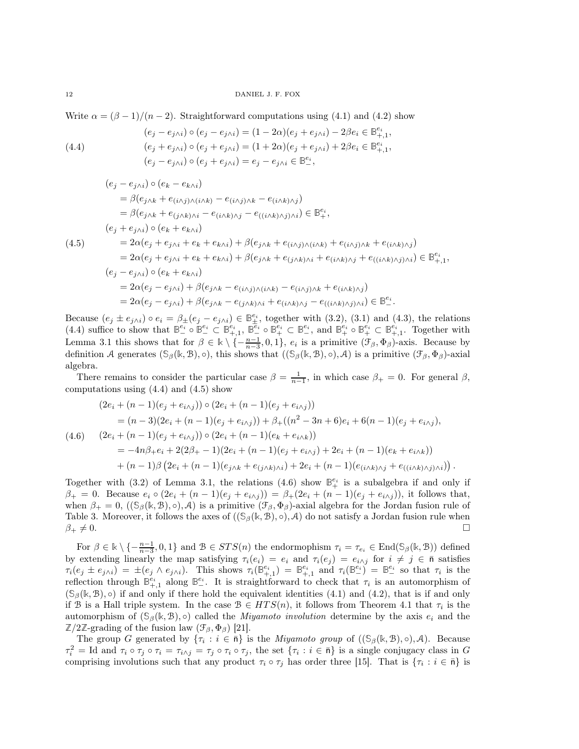Write $\alpha = (\beta - 1)/(n-2)$. Straightforward computations using (4.1) and (4.2) show

$$
\begin{aligned}
&(e_j - e_{j\wedge i}) \circ (e_j - e_{j\wedge i}) = (1-2\alpha)(e_j + e_{j\wedge i}) - 2\beta e_i \in \mathbb{B}^{e_i}_{+,1},\\
&(e_j + e_{j\wedge i}) \circ (e_j + e_{j\wedge i}) = (1+2\alpha)(e_j + e_{j\wedge i}) + 2\beta e_i \in \mathbb{B}^{e_i}_{+,1},\\
&(e_j - e_{j\wedge i}) \circ (e_j + e_{j\wedge i}) = e_j - e_{j\wedge i} \in \mathbb{B}^{e_i}_{-},
\end{aligned}
\tag{4.4}
$$

$$
\begin{aligned}
&(e_j - e_{j\wedge i}) \circ (e_k - e_{k\wedge i})\\
&\quad= \beta(e_{j\wedge k} + e_{(i\wedge j)\wedge(i\wedge k)} - e_{(i\wedge j)\wedge k} - e_{(i\wedge k)\wedge j})\\
&\quad= \beta(e_{j\wedge k} + e_{(j\wedge k)\wedge i} - e_{(i\wedge k)\wedge j} - e_{((i\wedge k)\wedge j)\wedge i}) \in \mathbb{B}^{e_i}_{+},\\
&(e_j + e_{j\wedge i}) \circ (e_k + e_{k\wedge i})\\
&\quad= 2\alpha(e_j + e_{j\wedge i} + e_k + e_{k\wedge i}) + \beta(e_{j\wedge k} + e_{(i\wedge j)\wedge(i\wedge k)} + e_{(i\wedge j)\wedge k} + e_{(i\wedge k)\wedge j})\\
&\quad= 2\alpha(e_j + e_{j\wedge i} + e_k + e_{k\wedge i}) + \beta(e_{j\wedge k} + e_{(j\wedge k)\wedge i} + e_{(i\wedge k)\wedge j} + e_{((i\wedge k)\wedge j)\wedge i}) \in \mathbb{B}^{e_i}_{+,1},\\
&(e_j - e_{j\wedge i}) \circ (e_k + e_{k\wedge i})\\
&\quad= 2\alpha(e_j - e_{j\wedge i}) + \beta(e_{j\wedge k} - e_{(i\wedge j)\wedge(i\wedge k)} - e_{(i\wedge j)\wedge k} + e_{(i\wedge k)\wedge j})\\
&\quad= 2\alpha(e_j - e_{j\wedge i}) + \beta(e_{j\wedge k} - e_{(j\wedge k)\wedge i} + e_{(i\wedge k)\wedge j} - e_{((i\wedge k)\wedge j)\wedge i}) \in \mathbb{B}^{e_i}_{-}.
\end{aligned}
\tag{4.5}
$$

Because $(e_j \pm e_{j\wedge i}) \circ e_i = \beta_{\pm}(e_j - e_{j\wedge i}) \in \mathbb{B}^{e_i}_{\pm}$, together with (3.2), (3.1) and (4.3), the relations (4.4) suffice to show that $\mathbb{B}^{e_i}_{-} \circ \mathbb{B}^{e_i}_{-} \subset \mathbb{B}^{e_i}_{+,1}$, $\mathbb{B}^{e_i}_{-} \circ \mathbb{B}^{e_i}_{+} \subset \mathbb{B}^{e_i}_{-}$, and $\mathbb{B}^{e_i}_{+} \circ \mathbb{B}^{e_i}_{+} \subset \mathbb{B}^{e_i}_{+,1}$. Together with Lemma 3.1 this shows that for $\beta \in \Bbbk \setminus \{-\frac{n-1}{n-3}, 0, 1\}$, $e_i$ is a primitive $(\mathcal{F}_\beta, \Phi_\beta)$-axis. Because by definition $\mathcal{A}$ generates $(\mathbb{S}_\beta(\Bbbk, \mathcal{B}), \circ)$, this shows that $((\mathbb{S}_\beta(\Bbbk, \mathcal{B}), \circ), \mathcal{A})$ is a primitive $(\mathcal{F}_\beta, \Phi_\beta)$-axial algebra.

There remains to consider the particular case $\beta = \frac{1}{n-1}$, in which case $\beta_+ = 0$. For general $\beta$, computations using (4.4) and (4.5) show

$$
\begin{aligned}
&(2e_i + (n-1)(e_j + e_{i\wedge j})) \circ (2e_i + (n-1)(e_j + e_{i\wedge j}))\\
&\quad= (n-3)(2e_i + (n-1)(e_j + e_{i\wedge j})) + \beta_+((n^2 - 3n + 6)e_i + 6(n-1)(e_j + e_{i\wedge j}),\\
&(2e_i + (n-1)(e_j + e_{i\wedge j})) \circ (2e_i + (n-1)(e_k + e_{i\wedge k}))\\
&\quad= -4n\beta_+ e_i + 2(2\beta_+ - 1)(2e_i + (n-1)(e_j + e_{i\wedge j}) + 2e_i + (n-1)(e_k + e_{i\wedge k}))\\
&\quad\quad+ (n-1)\beta\left(2e_i + (n-1)(e_{j\wedge k} + e_{(j\wedge k)\wedge i}) + 2e_i + (n-1)(e_{(i\wedge k)\wedge j} + e_{((i\wedge k)\wedge j)\wedge i})\right).
\end{aligned}
\tag{4.6}
$$

Together with (3.2) of Lemma 3.1, the relations (4.6) show $\mathbb{B}^{e_i}_{+}$ is a subalgebra if and only if $\beta_+ = 0$. Because $e_i \circ (2e_i + (n-1)(e_j + e_{i\wedge j})) = \beta_+(2e_i + (n-1)(e_j + e_{i\wedge j}))$, it follows that, when $\beta_+ = 0$, $((\mathbb{S}_\beta(\Bbbk, \mathcal{B}), \circ), \mathcal{A})$ is a primitive $(\mathcal{F}_\beta, \Phi_\beta)$-axial algebra for the Jordan fusion rule of Table 3. Moreover, it follows the axes of $((\mathbb{S}_\beta(\Bbbk, \mathcal{B}), \circ), \mathcal{A})$ do not satisfy a Jordan fusion rule when $\beta_+ \neq 0$. $\square$

For $\beta \in \Bbbk \setminus \{-\frac{n-1}{n-3}, 0, 1\}$ and $\mathcal{B} \in STS(n)$ the endormophism $\tau_i = \tau_{e_i} \in \text{End}(\mathbb{S}_\beta(\Bbbk, \mathcal{B}))$ defined by extending linearly the map satisfying $\tau_i(e_i) = e_i$ and $\tau_i(e_j) = e_{i\wedge j}$ for $i \neq j \in \bar{\mathsf{n}}$ satisfies $\tau_i(e_j \pm e_{j\wedge i}) = \pm(e_j \wedge e_{j\wedge i})$. This shows $\tau_i(\mathbb{B}^{e_i}_{+,1}) = \mathbb{B}^{e_i}_{+,1}$ and $\tau_i(\mathbb{B}^{e_i}_{-}) = \mathbb{B}^{e_i}_{-}$ so that $\tau_i$ is the reflection through $\mathbb{B}^{e_i}_{+,1}$ along $\mathbb{B}^{e_i}_{-}$. It is straightforward to check that $\tau_i$ is an automorphism of $(\mathbb{S}_\beta(\Bbbk, \mathcal{B}), \circ)$ if and only if there hold the equivalent identities (4.1) and (4.2), that is if and only if $\mathcal{B}$ is a Hall triple system. In the case $\mathcal{B} \in HTS(n)$, it follows from Theorem 4.1 that $\tau_i$ is the automorphism of $(\mathbb{S}_\beta(\Bbbk, \mathcal{B}), \circ)$ called the *Miyamoto involution* determine by the axis $e_i$ and the $\mathbb{Z}/2\mathbb{Z}$-grading of the fusion law $(\mathcal{F}_\beta, \Phi_\beta)$ [21].

The group $G$ generated by $\{\tau_i : i \in \bar{\mathsf{n}}\}$ is the *Miyamoto group* of $((\mathbb{S}_\beta(\Bbbk, \mathcal{B}), \circ), \mathcal{A})$. Because $\tau_i^2 = \text{Id}$ and $\tau_i \circ \tau_j \circ \tau_i = \tau_{i\wedge j} = \tau_j \circ \tau_i \circ \tau_j$, the set $\{\tau_i : i \in \bar{\mathsf{n}}\}$ is a single conjugacy class in $G$ comprising involutions such that any product $\tau_i \circ \tau_j$ has order three [15]. That is $\{\tau_i : i \in \bar{\mathsf{n}}\}$ is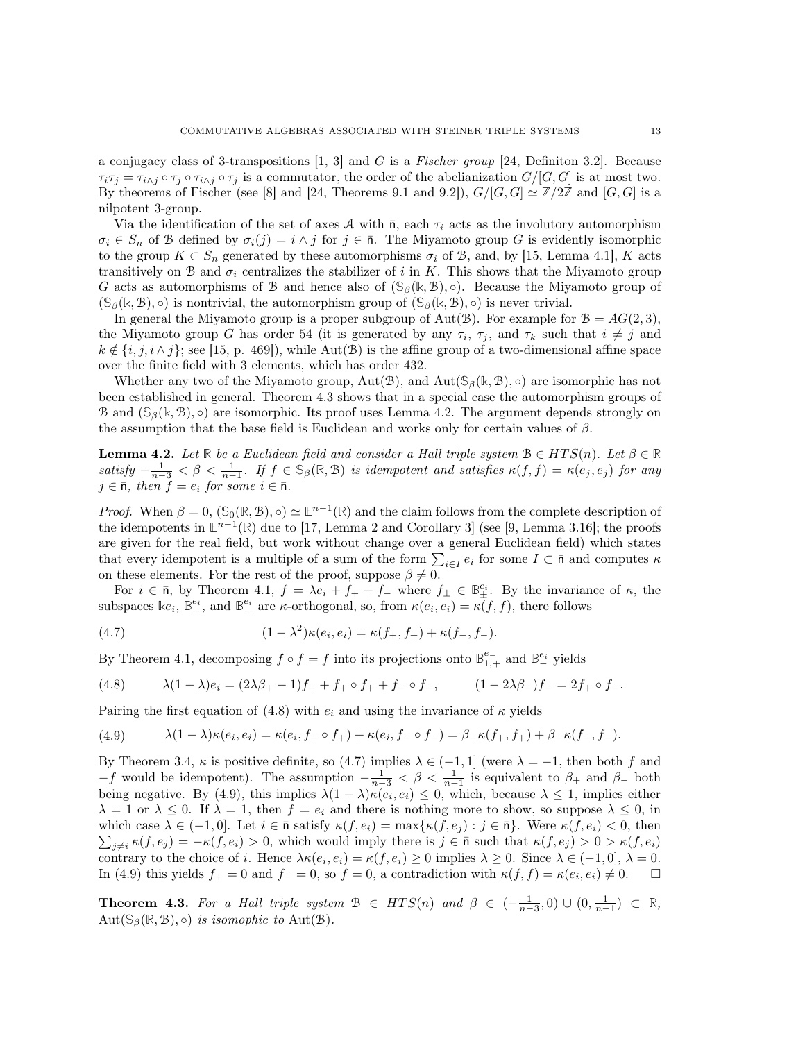a conjugacy class of 3-transpositions [1, 3] and $G$ is a *Fischer group* [24, Definiton 3.2]. Because $\tau_i\tau_j = \tau_{i\wedge j} \circ \tau_j \circ \tau_{i\wedge j} \circ \tau_j$ is a commutator, the order of the abelianization $G/[G,G]$ is at most two. By theorems of Fischer (see [8] and [24, Theorems 9.1 and 9.2]), $G/[G,G] \simeq \mathbb{Z}/2\mathbb{Z}$ and $[G,G]$ is a nilpotent 3-group.

Via the identification of the set of axes $\mathcal{A}$ with $\bar{\mathsf{n}}$, each $\tau_i$ acts as the involutory automorphism $\sigma_i \in S_n$ of $\mathcal{B}$ defined by $\sigma_i(j) = i \wedge j$ for $j \in \bar{\mathsf{n}}$. The Miyamoto group $G$ is evidently isomorphic to the group $K \subset S_n$ generated by these automorphisms $\sigma_i$ of $\mathcal{B}$, and, by [15, Lemma 4.1], $K$ acts transitively on $\mathcal{B}$ and $\sigma_i$ centralizes the stabilizer of $i$ in $K$. This shows that the Miyamoto group $G$ acts as automorphisms of $\mathcal{B}$ and hence also of $(\mathbb{S}_\beta(\Bbbk, \mathcal{B}), \circ)$. Because the Miyamoto group of $(\mathbb{S}_\beta(\Bbbk, \mathcal{B}), \circ)$ is nontrivial, the automorphism group of $(\mathbb{S}_\beta(\Bbbk, \mathcal{B}), \circ)$ is never trivial.

In general the Miyamoto group is a proper subgroup of $\mathrm{Aut}(\mathcal{B})$. For example for $\mathcal{B} = AG(2,3)$, the Miyamoto group $G$ has order 54 (it is generated by any $\tau_i$, $\tau_j$, and $\tau_k$ such that $i \neq j$ and $k \notin \{i, j, i \wedge j\}$; see [15, p. 469]), while $\mathrm{Aut}(\mathcal{B})$ is the affine group of a two-dimensional affine space over the finite field with 3 elements, which has order 432.

Whether any two of the Miyamoto group, $\mathrm{Aut}(\mathcal{B})$, and $\mathrm{Aut}(\mathbb{S}_\beta(\Bbbk, \mathcal{B}), \circ)$ are isomorphic has not been established in general. Theorem 4.3 shows that in a special case the automorphism groups of $\mathcal{B}$ and $(\mathbb{S}_\beta(\Bbbk, \mathcal{B}), \circ)$ are isomorphic. Its proof uses Lemma 4.2. The argument depends strongly on the assumption that the base field is Euclidean and works only for certain values of $\beta$.

**Lemma 4.2.** *Let $\mathbb{R}$ be a Euclidean field and consider a Hall triple system $\mathcal{B} \in HTS(n)$. Let $\beta \in \mathbb{R}$ satisfy $-\frac{1}{n-3} < \beta < \frac{1}{n-1}$. If $f \in \mathbb{S}_\beta(\mathbb{R}, \mathcal{B})$ is idempotent and satisfies $\kappa(f,f) = \kappa(e_j, e_j)$ for any $j \in \bar{\mathsf{n}}$, then $f = e_i$ for some $i \in \bar{\mathsf{n}}$.*

*Proof.* When $\beta = 0$, $(\mathbb{S}_0(\mathbb{R}, \mathcal{B}), \circ) \simeq \mathbb{E}^{n-1}(\mathbb{R})$ and the claim follows from the complete description of the idempotents in $\mathbb{E}^{n-1}(\mathbb{R})$ due to [17, Lemma 2 and Corollary 3] (see [9, Lemma 3.16]; the proofs are given for the real field, but work without change over a general Euclidean field) which states that every idempotent is a multiple of a sum of the form $\sum_{i \in I} e_i$ for some $I \subset \bar{\mathsf{n}}$ and computes $\kappa$ on these elements. For the rest of the proof, suppose $\beta \neq 0$.

For $i \in \bar{\mathsf{n}}$, by Theorem 4.1, $f = \lambda e_i + f_+ + f_-$ where $f_\pm \in \mathbb{B}^{e_i}_\pm$. By the invariance of $\kappa$, the subspaces $\Bbbk e_i$, $\mathbb{B}^{e_i}_+$, and $\mathbb{B}^{e_i}_-$ are $\kappa$-orthogonal, so, from $\kappa(e_i, e_i) = \kappa(f,f)$, there follows

$$(1 - \lambda^2)\kappa(e_i, e_i) = \kappa(f_+, f_+) + \kappa(f_-, f_-). \tag{4.7}$$

By Theorem 4.1, decomposing $f \circ f = f$ into its projections onto $\mathbb{B}^{e_-}_{1,+}$ and $\mathbb{B}^{e_i}_-$ yields

$$\lambda(1-\lambda)e_i = (2\lambda\beta_+ - 1)f_+ + f_+ \circ f_+ + f_- \circ f_-, \qquad (1 - 2\lambda\beta_-)f_- = 2f_+ \circ f_-. \tag{4.8}$$

Pairing the first equation of (4.8) with $e_i$ and using the invariance of $\kappa$ yields

$$\lambda(1-\lambda)\kappa(e_i, e_i) = \kappa(e_i, f_+ \circ f_+) + \kappa(e_i, f_- \circ f_-) = \beta_+\kappa(f_+, f_+) + \beta_-\kappa(f_-, f_-). \tag{4.9}$$

By Theorem 3.4, $\kappa$ is positive definite, so (4.7) implies $\lambda \in (-1, 1]$ (were $\lambda = -1$, then both $f$ and $-f$ would be idempotent). The assumption $-\frac{1}{n-3} < \beta < \frac{1}{n-1}$ is equivalent to $\beta_+$ and $\beta_-$ both being negative. By (4.9), this implies $\lambda(1-\lambda)\kappa(e_i, e_i) \leq 0$, which, because $\lambda \leq 1$, implies either $\lambda = 1$ or $\lambda \leq 0$. If $\lambda = 1$, then $f = e_i$ and there is nothing more to show, so suppose $\lambda \leq 0$, in which case $\lambda \in (-1, 0]$. Let $i \in \bar{\mathsf{n}}$ satisfy $\kappa(f, e_i) = \max\{\kappa(f, e_j) : j \in \bar{\mathsf{n}}\}$. Were $\kappa(f, e_i) < 0$, then $\sum_{j \neq i} \kappa(f, e_j) = -\kappa(f, e_i) > 0$, which would imply there is $j \in \bar{\mathsf{n}}$ such that $\kappa(f, e_j) > 0 > \kappa(f, e_i)$ contrary to the choice of $i$. Hence $\lambda\kappa(e_i, e_i) = \kappa(f, e_i) \geq 0$ implies $\lambda \geq 0$. Since $\lambda \in (-1, 0]$, $\lambda = 0$. In (4.9) this yields $f_+ = 0$ and $f_- = 0$, so $f = 0$, a contradiction with $\kappa(f,f) = \kappa(e_i, e_i) \neq 0$. $\square$

**Theorem 4.3.** *For a Hall triple system $\mathcal{B} \in HTS(n)$ and $\beta \in (-\frac{1}{n-3}, 0) \cup (0, \frac{1}{n-1}) \subset \mathbb{R}$, $\mathrm{Aut}(\mathbb{S}_\beta(\mathbb{R}, \mathcal{B}), \circ)$ is isomophic to $\mathrm{Aut}(\mathcal{B})$.*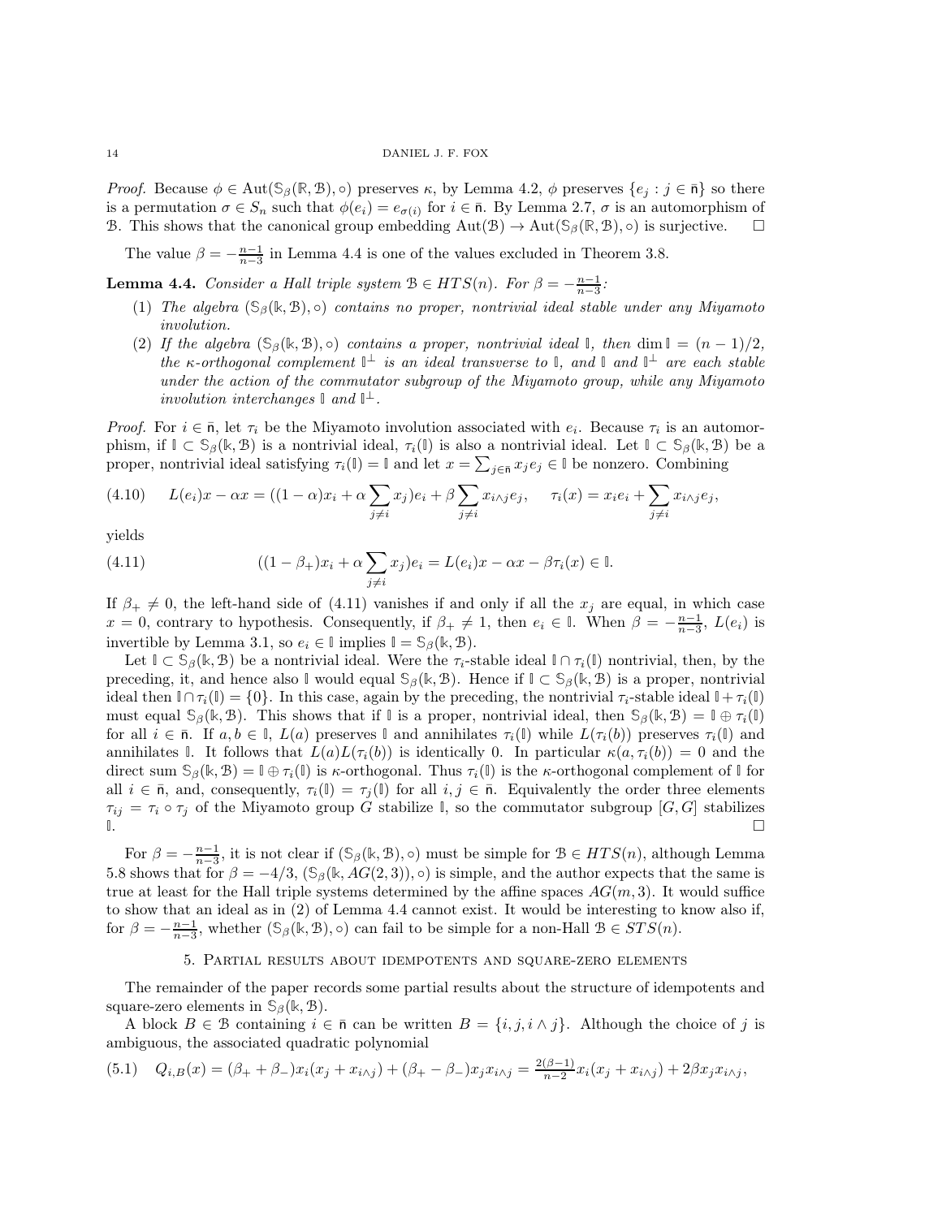*Proof.* Because $\phi \in \text{Aut}(\mathbb{S}_\beta(\mathbb{R}, \mathcal{B}), \circ)$ preserves $\kappa$, by Lemma 4.2, $\phi$ preserves $\{e_j : j \in \bar{\mathsf{n}}\}$ so there is a permutation $\sigma \in S_n$ such that $\phi(e_i) = e_{\sigma(i)}$ for $i \in \bar{\mathsf{n}}$. By Lemma 2.7, $\sigma$ is an automorphism of $\mathcal{B}$. This shows that the canonical group embedding $\text{Aut}(\mathcal{B}) \to \text{Aut}(\mathbb{S}_\beta(\mathbb{R}, \mathcal{B}), \circ)$ is surjective. $\square$

The value $\beta = -\frac{n-1}{n-3}$ in Lemma 4.4 is one of the values excluded in Theorem 3.8.

**Lemma 4.4.** *Consider a Hall triple system $\mathcal{B} \in HTS(n)$. For $\beta = -\frac{n-1}{n-3}$:*

1. *The algebra $(\mathbb{S}_\beta(\Bbbk, \mathcal{B}), \circ)$ contains no proper, nontrivial ideal stable under any Miyamoto involution.*
2. *If the algebra $(\mathbb{S}_\beta(\Bbbk, \mathcal{B}), \circ)$ contains a proper, nontrivial ideal $\mathbb{I}$, then $\dim \mathbb{I} = (n-1)/2$, the $\kappa$-orthogonal complement $\mathbb{I}^\perp$ is an ideal transverse to $\mathbb{I}$, and $\mathbb{I}$ and $\mathbb{I}^\perp$ are each stable under the action of the commutator subgroup of the Miyamoto group, while any Miyamoto involution interchanges $\mathbb{I}$ and $\mathbb{I}^\perp$.*

*Proof.* For $i \in \bar{\mathsf{n}}$, let $\tau_i$ be the Miyamoto involution associated with $e_i$. Because $\tau_i$ is an automorphism, if $\mathbb{I} \subset \mathbb{S}_\beta(\Bbbk, \mathcal{B})$ is a nontrivial ideal, $\tau_i(\mathbb{I})$ is also a nontrivial ideal. Let $\mathbb{I} \subset \mathbb{S}_\beta(\Bbbk, \mathcal{B})$ be a proper, nontrivial ideal satisfying $\tau_i(\mathbb{I}) = \mathbb{I}$ and let $x = \sum_{j \in \bar{\mathsf{n}}} x_j e_j \in \mathbb{I}$ be nonzero. Combining

$$L(e_i)x - \alpha x = ((1-\alpha)x_i + \alpha \sum_{j \neq i} x_j)e_i + \beta \sum_{j \neq i} x_{i \wedge j} e_j, \quad \tau_i(x) = x_i e_i + \sum_{j \neq i} x_{i \wedge j} e_j, \tag{4.10}$$

yields

$$((1-\beta_+)x_i + \alpha \sum_{j \neq i} x_j)e_i = L(e_i)x - \alpha x - \beta \tau_i(x) \in \mathbb{I}. \tag{4.11}$$

If $\beta_+ \neq 0$, the left-hand side of (4.11) vanishes if and only if all the $x_j$ are equal, in which case $x = 0$, contrary to hypothesis. Consequently, if $\beta_+ \neq 1$, then $e_i \in \mathbb{I}$. When $\beta = -\frac{n-1}{n-3}$, $L(e_i)$ is invertible by Lemma 3.1, so $e_i \in \mathbb{I}$ implies $\mathbb{I} = \mathbb{S}_\beta(\Bbbk, \mathcal{B})$.

Let $\mathbb{I} \subset \mathbb{S}_\beta(\Bbbk, \mathcal{B})$ be a nontrivial ideal. Were the $\tau_i$-stable ideal $\mathbb{I} \cap \tau_i(\mathbb{I})$ nontrivial, then, by the preceding, it, and hence also $\mathbb{I}$ would equal $\mathbb{S}_\beta(\Bbbk, \mathcal{B})$. Hence if $\mathbb{I} \subset \mathbb{S}_\beta(\Bbbk, \mathcal{B})$ is a proper, nontrivial ideal then $\mathbb{I} \cap \tau_i(\mathbb{I}) = \{0\}$. In this case, again by the preceding, the nontrivial $\tau_i$-stable ideal $\mathbb{I} + \tau_i(\mathbb{I})$ must equal $\mathbb{S}_\beta(\Bbbk, \mathcal{B})$. This shows that if $\mathbb{I}$ is a proper, nontrivial ideal, then $\mathbb{S}_\beta(\Bbbk, \mathcal{B}) = \mathbb{I} \oplus \tau_i(\mathbb{I})$ for all $i \in \bar{\mathsf{n}}$. If $a, b \in \mathbb{I}$, $L(a)$ preserves $\mathbb{I}$ and annihilates $\tau_i(\mathbb{I})$ while $L(\tau_i(b))$ preserves $\tau_i(\mathbb{I})$ and annihilates $\mathbb{I}$. It follows that $L(a)L(\tau_i(b))$ is identically 0. In particular $\kappa(a, \tau_i(b)) = 0$ and the direct sum $\mathbb{S}_\beta(\Bbbk, \mathcal{B}) = \mathbb{I} \oplus \tau_i(\mathbb{I})$ is $\kappa$-orthogonal. Thus $\tau_i(\mathbb{I})$ is the $\kappa$-orthogonal complement of $\mathbb{I}$ for all $i \in \bar{\mathsf{n}}$, and, consequently, $\tau_i(\mathbb{I}) = \tau_j(\mathbb{I})$ for all $i, j \in \bar{\mathsf{n}}$. Equivalently the order three elements $\tau_{ij} = \tau_i \circ \tau_j$ of the Miyamoto group $G$ stabilize $\mathbb{I}$, so the commutator subgroup $[G, G]$ stabilizes $\mathbb{I}$. $\square$

For $\beta = -\frac{n-1}{n-3}$, it is not clear if $(\mathbb{S}_\beta(\Bbbk, \mathcal{B}), \circ)$ must be simple for $\mathcal{B} \in HTS(n)$, although Lemma 5.8 shows that for $\beta = -4/3$, $(\mathbb{S}_\beta(\Bbbk, AG(2,3)), \circ)$ is simple, and the author expects that the same is true at least for the Hall triple systems determined by the affine spaces $AG(m, 3)$. It would suffice to show that an ideal as in (2) of Lemma 4.4 cannot exist. It would be interesting to know also if, for $\beta = -\frac{n-1}{n-3}$, whether $(\mathbb{S}_\beta(\Bbbk, \mathcal{B}), \circ)$ can fail to be simple for a non-Hall $\mathcal{B} \in STS(n)$.

## 5. Partial results about idempotents and square-zero elements

The remainder of the paper records some partial results about the structure of idempotents and square-zero elements in $\mathbb{S}_\beta(\Bbbk, \mathcal{B})$.

A block $B \in \mathcal{B}$ containing $i \in \bar{\mathsf{n}}$ can be written $B = \{i, j, i \wedge j\}$. Although the choice of $j$ is ambiguous, the associated quadratic polynomial

$$Q_{i,B}(x) = (\beta_+ + \beta_-)x_i(x_j + x_{i \wedge j}) + (\beta_+ - \beta_-)x_j x_{i \wedge j} = \tfrac{2(\beta-1)}{n-2} x_i(x_j + x_{i \wedge j}) + 2\beta x_j x_{i \wedge j}, \tag{5.1}$$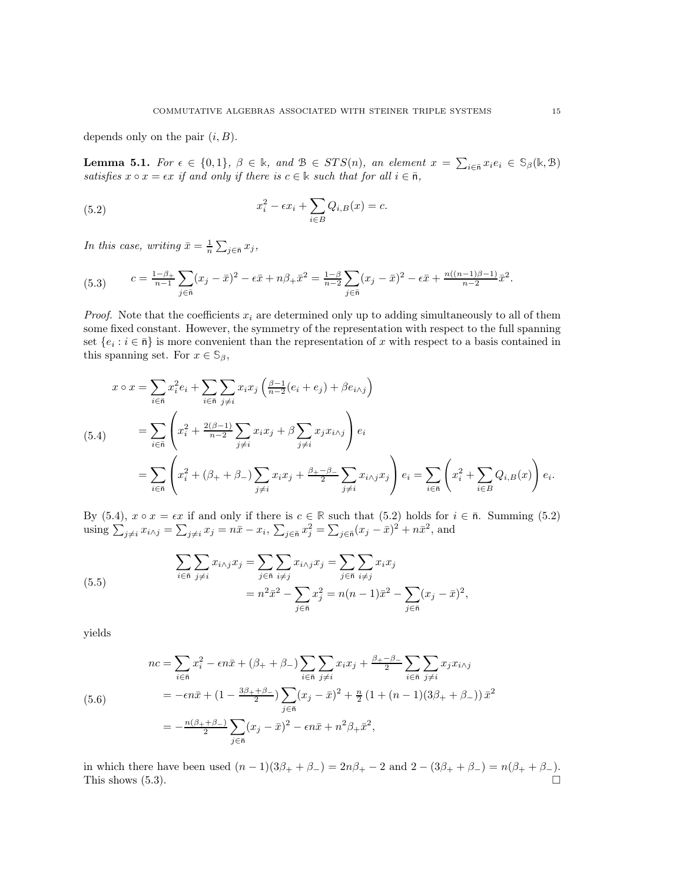depends only on the pair $(i, B)$.

**Lemma 5.1.** *For $\epsilon \in \{0,1\}$, $\beta \in \Bbbk$, and $\mathcal{B} \in STS(n)$, an element $x = \sum_{i\in \bar{\mathsf{n}}} x_i e_i \in \mathbb{S}_\beta(\Bbbk, \mathcal{B})$ satisfies $x \circ x = \epsilon x$ if and only if there is $c \in \Bbbk$ such that for all $i \in \bar{\mathsf{n}}$,*

$$x_i^2 - \epsilon x_i + \sum_{i \in B} Q_{i,B}(x) = c. \tag{5.2}$$

*In this case, writing $\bar{x} = \frac{1}{n}\sum_{j\in\bar{\mathsf{n}}} x_j$,*

$$c = \tfrac{1-\beta_+}{n-1}\sum_{j\in\bar{\mathsf{n}}}(x_j - \bar{x})^2 - \epsilon\bar{x} + n\beta_+\bar{x}^2 = \tfrac{1-\beta}{n-2}\sum_{j\in\bar{\mathsf{n}}}(x_j-\bar{x})^2 - \epsilon\bar{x} + \tfrac{n((n-1)\beta-1)}{n-2}\bar{x}^2. \tag{5.3}$$

*Proof.* Note that the coefficients $x_i$ are determined only up to adding simultaneously to all of them some fixed constant. However, the symmetry of the representation with respect to the full spanning set $\{e_i : i \in \bar{\mathsf{n}}\}$ is more convenient than the representation of $x$ with respect to a basis contained in this spanning set. For $x \in \mathbb{S}_\beta$,

$$\begin{aligned}
x \circ x &= \sum_{i\in\bar{\mathsf{n}}} x_i^2 e_i + \sum_{i\in\bar{\mathsf{n}}}\sum_{j\neq i} x_i x_j \left(\tfrac{\beta-1}{n-2}(e_i + e_j) + \beta e_{i\wedge j}\right) \\
&= \sum_{i\in\bar{\mathsf{n}}}\left(x_i^2 + \tfrac{2(\beta-1)}{n-2}\sum_{j\neq i} x_i x_j + \beta\sum_{j\neq i} x_j x_{i\wedge j}\right) e_i \\
&= \sum_{i\in\bar{\mathsf{n}}}\left(x_i^2 + (\beta_+ + \beta_-)\sum_{j\neq i} x_i x_j + \tfrac{\beta_+ - \beta_-}{2}\sum_{j\neq i} x_{i\wedge j}x_j\right) e_i = \sum_{i\in\bar{\mathsf{n}}}\left(x_i^2 + \sum_{i\in B} Q_{i,B}(x)\right) e_i.
\end{aligned} \tag{5.4}$$

By (5.4), $x \circ x = \epsilon x$ if and only if there is $c \in \mathbb{R}$ such that (5.2) holds for $i \in \bar{\mathsf{n}}$. Summing (5.2) using $\sum_{j\neq i} x_{i\wedge j} = \sum_{j\neq i} x_j = n\bar{x} - x_i$, $\sum_{j\in\bar{\mathsf{n}}} x_j^2 = \sum_{j\in\bar{\mathsf{n}}}(x_j - \bar{x})^2 + n\bar{x}^2$, and

$$\begin{aligned}
\sum_{i\in\bar{\mathsf{n}}}\sum_{j\neq i} x_{i\wedge j}x_j &= \sum_{j\in\bar{\mathsf{n}}}\sum_{i\neq j} x_{i\wedge j}x_j = \sum_{j\in\bar{\mathsf{n}}}\sum_{i\neq j} x_i x_j \\
&= n^2\bar{x}^2 - \sum_{j\in\bar{\mathsf{n}}} x_j^2 = n(n-1)\bar{x}^2 - \sum_{j\in\bar{\mathsf{n}}}(x_j - \bar{x})^2,
\end{aligned} \tag{5.5}$$

yields

$$\begin{aligned}
nc &= \sum_{i\in\bar{\mathsf{n}}} x_i^2 - \epsilon n\bar{x} + (\beta_+ + \beta_-)\sum_{i\in\bar{\mathsf{n}}}\sum_{j\neq i} x_i x_j + \tfrac{\beta_+ - \beta_-}{2}\sum_{i\in\bar{\mathsf{n}}}\sum_{j\neq i} x_j x_{i\wedge j} \\
&= -\epsilon n\bar{x} + (1 - \tfrac{3\beta_+ + \beta_-}{2})\sum_{j\in\bar{\mathsf{n}}}(x_j - \bar{x})^2 + \tfrac{n}{2}\left(1 + (n-1)(3\beta_+ + \beta_-)\right)\bar{x}^2 \\
&= -\tfrac{n(\beta_+ + \beta_-)}{2}\sum_{j\in\bar{\mathsf{n}}}(x_j - \bar{x})^2 - \epsilon n\bar{x} + n^2\beta_+\bar{x}^2,
\end{aligned} \tag{5.6}$$

in which there have been used $(n-1)(3\beta_+ + \beta_-) = 2n\beta_+ - 2$ and $2 - (3\beta_+ + \beta_-) = n(\beta_+ + \beta_-)$. This shows (5.3). $\square$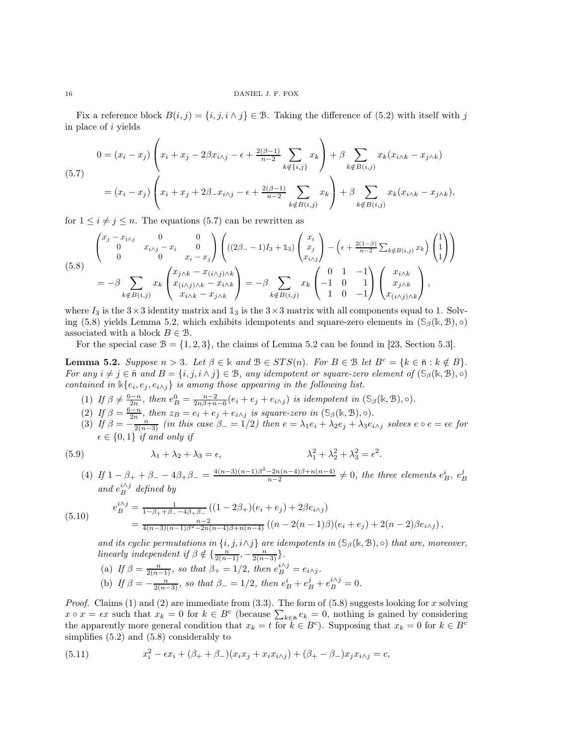Fix a reference block $B(i,j) = \{i, j, i\wedge j\} \in \mathcal{B}$. Taking the difference of (5.2) with itself with $j$ in place of $i$ yields

$$
\begin{aligned}
0 &= (x_i - x_j)\left(x_i + x_j - 2\beta x_{i\wedge j} - \epsilon + \tfrac{2(\beta-1)}{n-2}\sum_{k\notin\{i,j\}} x_k\right) + \beta \sum_{k\notin B(i,j)} x_k(x_{i\wedge k} - x_{j\wedge k}) \\
&= (x_i - x_j)\left(x_i + x_j + 2\beta_- x_{i\wedge j} - \epsilon + \tfrac{2(\beta-1)}{n-2}\sum_{k\notin B(i,j)} x_k\right) + \beta \sum_{k\notin B(i,j)} x_k(x_{i\wedge k} - x_{j\wedge k}),
\end{aligned}
\tag{5.7}
$$

for $1 \leq i \neq j \leq n$. The equations (5.7) can be rewritten as

$$
\begin{aligned}
&\begin{pmatrix} x_j - x_{i\wedge j} & 0 & 0 \\ 0 & x_{i\wedge j} - x_i & 0 \\ 0 & 0 & x_i - x_j \end{pmatrix}\left(((2\beta_- - 1)I_3 + \mathbb{1}_3)\begin{pmatrix} x_i \\ x_j \\ x_{i\wedge j}\end{pmatrix} - \left(\epsilon + \tfrac{2(1-\beta)}{n-2}\textstyle\sum_{k\notin B(i,j)} x_k\right)\begin{pmatrix}1\\1\\1\end{pmatrix}\right) \\
&= -\beta \sum_{k\notin B(i,j)} x_k \begin{pmatrix} x_{j\wedge k} - x_{(i\wedge j)\wedge k} \\ x_{(i\wedge j)\wedge k} - x_{i\wedge k} \\ x_{i\wedge k} - x_{j\wedge k}\end{pmatrix} = -\beta \sum_{k\notin B(i,j)} x_k \begin{pmatrix} 0 & 1 & -1 \\ -1 & 0 & 1 \\ 1 & 0 & -1\end{pmatrix}\begin{pmatrix} x_{i\wedge k} \\ x_{j\wedge k} \\ x_{(i\wedge j)\wedge k}\end{pmatrix},
\end{aligned}
\tag{5.8}
$$

where $I_3$ is the $3\times 3$ identity matrix and $\mathbb{1}_3$ is the $3\times 3$ matrix with all components equal to 1. Solving (5.8) yields Lemma 5.2, which exhibits idempotents and square-zero elements in $(\mathbb{S}_\beta(\Bbbk, \mathcal{B}), \circ)$ associated with a block $B \in \mathcal{B}$.

For the special case $\mathcal{B} = \{1, 2, 3\}$, the claims of Lemma 5.2 can be found in [23, Section 5.3].

**Lemma 5.2.** *Suppose $n > 3$. Let $\beta \in \Bbbk$ and $\mathcal{B} \in STS(n)$. For $B \in \mathcal{B}$ let $B^c = \{k \in \bar{n} : k \notin B\}$. For any $i \neq j \in \bar{n}$ and $B = \{i, j, i\wedge j\} \in \mathcal{B}$, any idempotent or square-zero element of $(\mathbb{S}_\beta(\Bbbk, \mathcal{B}), \circ)$ contained in $\Bbbk\{e_i, e_j, e_{i\wedge j}\}$ is among those appearing in the following list.*

1. *If $\beta \neq \frac{6-n}{2n}$, then $e^0_B = \frac{n-2}{2n\beta+n-6}(e_i + e_j + e_{i\wedge j})$ is idempotent in $(\mathbb{S}_\beta(\Bbbk, \mathcal{B}), \circ)$.*
2. *If $\beta = \frac{6-n}{2n}$, then $z_B = e_i + e_j + e_{i\wedge j}$ is square-zero in $(\mathbb{S}_\beta(\Bbbk, \mathcal{B}), \circ)$.*
3. *If $\beta = -\frac{n}{2(n-3)}$ (in this case $\beta_- = 1/2$) then $e = \lambda_1 e_i + \lambda_2 e_j + \lambda_3 e_{i\wedge j}$ solves $e\circ e = \epsilon e$ for $\epsilon \in \{0, 1\}$ if and only if*

$$
\lambda_1 + \lambda_2 + \lambda_3 = \epsilon, \qquad\qquad \lambda_1^2 + \lambda_2^2 + \lambda_3^2 = \epsilon^2. \tag{5.9}
$$

4. *If $1 - \beta_+ + \beta_- - 4\beta_+\beta_- = \frac{4(n-3)(n-1)\beta^2 - 2n(n-4)\beta + n(n-4)}{n-2} \neq 0$, the three elements $e^i_B$, $e^j_B$ and $e^{i\wedge j}_B$ defined by*

$$
\begin{aligned}
e^{i\wedge j}_B &= \tfrac{1}{1-\beta_+ + \beta_- - 4\beta_+\beta_-}\left((1-2\beta_+)(e_i + e_j) + 2\beta e_{i\wedge j}\right) \\
&= \tfrac{n-2}{4(n-3)(n-1)\beta^2 - 2n(n-4)\beta + n(n-4)}\left((n - 2(n-1)\beta)(e_i + e_j) + 2(n-2)\beta e_{i\wedge j}\right),
\end{aligned}
\tag{5.10}
$$

   *and its cyclic permutations in $\{i, j, i\wedge j\}$ are idempotents in $(\mathbb{S}_\beta(\Bbbk, \mathcal{B}), \circ)$ that are, moreover, linearly independent if $\beta \notin \{\frac{n}{2(n-1)}, -\frac{n}{2(n-3)}\}$.*
   
   (a) *If $\beta = \frac{n}{2(n-1)}$, so that $\beta_+ = 1/2$, then $e^{i\wedge j}_B = e_{i\wedge j}$.*
   
   (b) *If $\beta = -\frac{n}{2(n-3)}$, so that $\beta_- = 1/2$, then $e^i_B + e^j_B + e^{i\wedge j}_B = 0$.*

*Proof.* Claims (1) and (2) are immediate from (3.3). The form of (5.8) suggests looking for $x$ solving $x \circ x = \epsilon x$ such that $x_k = 0$ for $k \in B^c$ (because $\sum_{k\in\bar{n}} e_k = 0$, nothing is gained by considering the apparently more general condition that $x_k = t$ for $k \in B^c$). Supposing that $x_k = 0$ for $k \in B^c$ simplifies (5.2) and (5.8) considerably to

$$
x_i^2 - \epsilon x_i + (\beta_+ + \beta_-)(x_i x_j + x_i x_{i\wedge j}) + (\beta_+ - \beta_-)x_j x_{i\wedge j} = c, \tag{5.11}
$$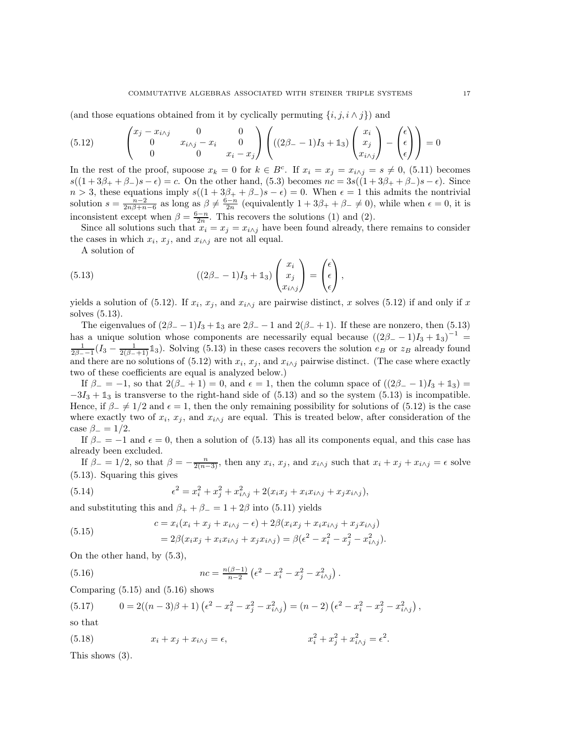(and those equations obtained from it by cyclically permuting $\{i, j, i \wedge j\}$) and

$$
\begin{pmatrix} x_j - x_{i\wedge j} & 0 & 0 \\ 0 & x_{i\wedge j} - x_i & 0 \\ 0 & 0 & x_i - x_j \end{pmatrix} \left( ((2\beta_- - 1)I_3 + \mathbb{1}_3) \begin{pmatrix} x_i \\ x_j \\ x_{i\wedge j} \end{pmatrix} - \begin{pmatrix} \epsilon \\ \epsilon \\ \epsilon \end{pmatrix} \right) = 0 \tag{5.12}
$$

In the rest of the proof, supoose $x_k = 0$ for $k \in B^c$. If $x_i = x_j = x_{i\wedge j} = s \neq 0$, (5.11) becomes $s((1 + 3\beta_+ + \beta_-)s - \epsilon) = c$. On the other hand, (5.3) becomes $nc = 3s((1 + 3\beta_+ + \beta_-)s - \epsilon)$. Since $n > 3$, these equations imply $s((1 + 3\beta_+ + \beta_-)s - \epsilon) = 0$. When $\epsilon = 1$ this admits the nontrivial solution $s = \frac{n-2}{2n\beta + n - 6}$ as long as $\beta \neq \frac{6-n}{2n}$ (equivalently $1 + 3\beta_+ + \beta_- \neq 0$), while when $\epsilon = 0$, it is inconsistent except when $\beta = \frac{6-n}{2n}$. This recovers the solutions (1) and (2).

Since all solutions such that $x_i = x_j = x_{i\wedge j}$ have been found already, there remains to consider the cases in which $x_i$, $x_j$, and $x_{i\wedge j}$ are not all equal.

A solution of

$$
((2\beta_- - 1)I_3 + \mathbb{1}_3) \begin{pmatrix} x_i \\ x_j \\ x_{i\wedge j} \end{pmatrix} = \begin{pmatrix} \epsilon \\ \epsilon \\ \epsilon \end{pmatrix}, \tag{5.13}
$$

yields a solution of (5.12). If $x_i$, $x_j$, and $x_{i\wedge j}$ are pairwise distinct, $x$ solves (5.12) if and only if $x$ solves (5.13).

The eigenvalues of $(2\beta_- - 1)I_3 + \mathbb{1}_3$ are $2\beta_- - 1$ and $2(\beta_- + 1)$. If these are nonzero, then (5.13) has a unique solution whose components are necessarily equal because $((2\beta_- - 1)I_3 + \mathbb{1}_3)^{-1} = \frac{1}{2\beta_- - 1}(I_3 - \frac{1}{2(\beta_- + 1)}\mathbb{1}_3)$. Solving (5.13) in these cases recovers the solution $e_B$ or $z_B$ already found and there are no solutions of (5.12) with $x_i$, $x_j$, and $x_{i\wedge j}$ pairwise distinct. (The case where exactly two of these coefficients are equal is analyzed below.)

If $\beta_- = -1$, so that $2(\beta_- + 1) = 0$, and $\epsilon = 1$, then the column space of $((2\beta_- - 1)I_3 + \mathbb{1}_3) = -3I_3 + \mathbb{1}_3$ is transverse to the right-hand side of (5.13) and so the system (5.13) is incompatible. Hence, if $\beta_- \neq 1/2$ and $\epsilon = 1$, then the only remaining possibility for solutions of (5.12) is the case where exactly two of $x_i$, $x_j$, and $x_{i\wedge j}$ are equal. This is treated below, after consideration of the case $\beta_- = 1/2$.

If $\beta_- = -1$ and $\epsilon = 0$, then a solution of (5.13) has all its components equal, and this case has already been excluded.

If $\beta_- = 1/2$, so that $\beta = -\frac{n}{2(n-3)}$, then any $x_i$, $x_j$, and $x_{i\wedge j}$ such that $x_i + x_j + x_{i\wedge j} = \epsilon$ solve (5.13). Squaring this gives

$$
\epsilon^2 = x_i^2 + x_j^2 + x_{i\wedge j}^2 + 2(x_i x_j + x_i x_{i\wedge j} + x_j x_{i\wedge j}), \tag{5.14}
$$

and substituting this and $\beta_+ + \beta_- = 1 + 2\beta$ into (5.11) yields

$$
\begin{aligned}
c &= x_i(x_i + x_j + x_{i\wedge j} - \epsilon) + 2\beta(x_i x_j + x_i x_{i\wedge j} + x_j x_{i\wedge j}) \\
&= 2\beta(x_i x_j + x_i x_{i\wedge j} + x_j x_{i\wedge j}) = \beta(\epsilon^2 - x_i^2 - x_j^2 - x_{i\wedge j}^2).
\end{aligned} \tag{5.15}
$$

On the other hand, by (5.3),

$$
nc = \tfrac{n(\beta - 1)}{n-2}\left(\epsilon^2 - x_i^2 - x_j^2 - x_{i\wedge j}^2\right). \tag{5.16}
$$

Comparing (5.15) and (5.16) shows

$$
0 = 2((n-3)\beta + 1)\left(\epsilon^2 - x_i^2 - x_j^2 - x_{i\wedge j}^2\right) = (n-2)\left(\epsilon^2 - x_i^2 - x_j^2 - x_{i\wedge j}^2\right), \tag{5.17}
$$

so that

$$
x_i + x_j + x_{i\wedge j} = \epsilon, \qquad\qquad x_i^2 + x_j^2 + x_{i\wedge j}^2 = \epsilon^2. \tag{5.18}
$$

This shows (3).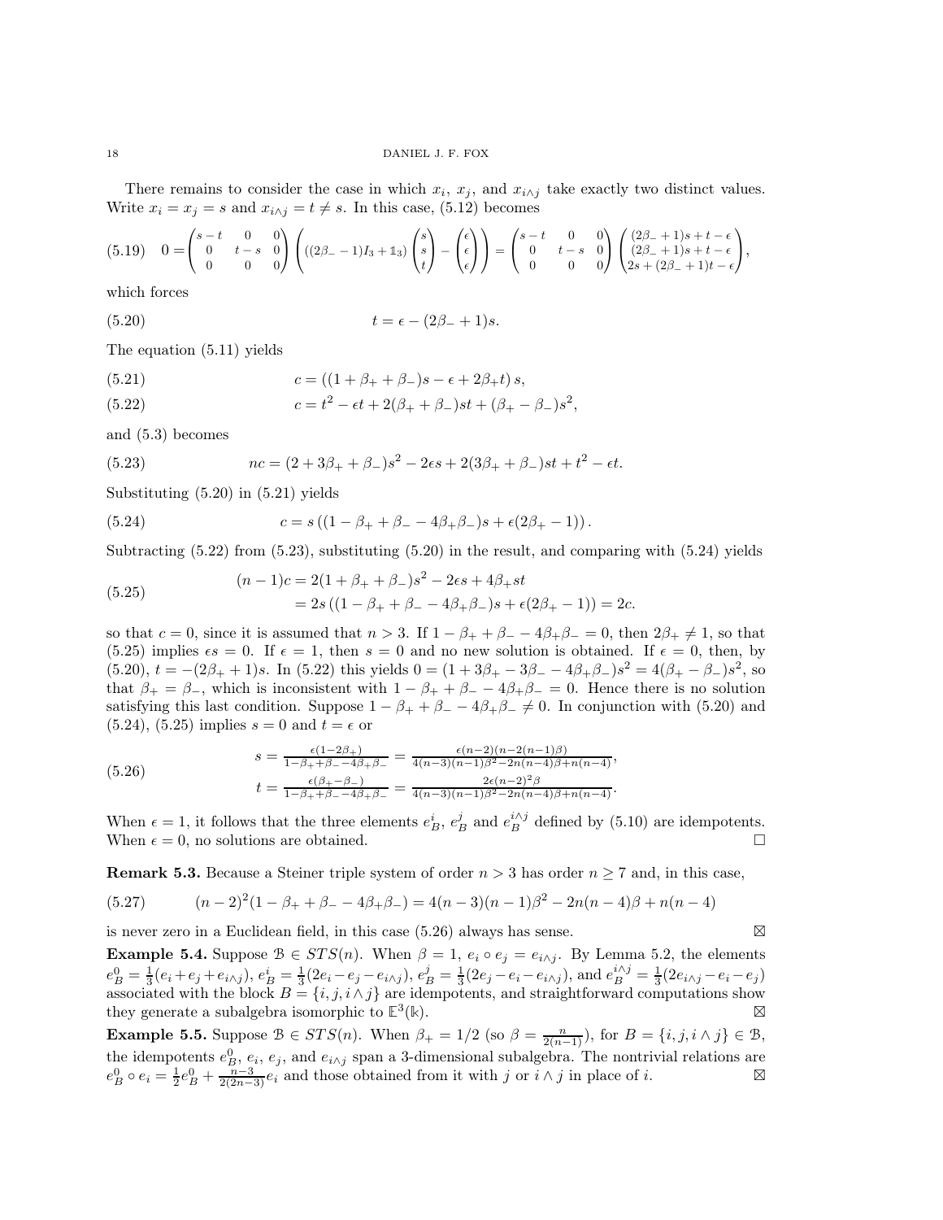There remains to consider the case in which $x_i$, $x_j$, and $x_{i\wedge j}$ take exactly two distinct values. Write $x_i = x_j = s$ and $x_{i\wedge j} = t \neq s$. In this case, (5.12) becomes

$$
0 = \begin{pmatrix} s-t & 0 & 0 \\ 0 & t-s & 0 \\ 0 & 0 & 0 \end{pmatrix} \left( ((2\beta_- - 1)I_3 + \mathbb{1}_3) \begin{pmatrix} s \\ s \\ t \end{pmatrix} - \begin{pmatrix} \epsilon \\ \epsilon \\ \epsilon \end{pmatrix} \right) = \begin{pmatrix} s-t & 0 & 0 \\ 0 & t-s & 0 \\ 0 & 0 & 0 \end{pmatrix} \begin{pmatrix} (2\beta_- + 1)s + t - \epsilon \\ (2\beta_- + 1)s + t - \epsilon \\ 2s + (2\beta_- + 1)t - \epsilon \end{pmatrix}, \tag{5.19}
$$

which forces

$$
t = \epsilon - (2\beta_- + 1)s. \tag{5.20}
$$

The equation (5.11) yields

$$
c = \left((1 + \beta_+ + \beta_-)s - \epsilon + 2\beta_+ t\right) s, \tag{5.21}
$$

$$
c = t^2 - \epsilon t + 2(\beta_+ + \beta_-)st + (\beta_+ - \beta_-)s^2, \tag{5.22}
$$

and (5.3) becomes

$$
nc = (2 + 3\beta_+ + \beta_-)s^2 - 2\epsilon s + 2(3\beta_+ + \beta_-)st + t^2 - \epsilon t. \tag{5.23}
$$

Substituting (5.20) in (5.21) yields

$$
c = s\left((1 - \beta_+ + \beta_- - 4\beta_+\beta_-)s + \epsilon(2\beta_+ - 1)\right). \tag{5.24}
$$

Subtracting (5.22) from (5.23), substituting (5.20) in the result, and comparing with (5.24) yields

$$
\begin{aligned}
(n-1)c &= 2(1 + \beta_+ + \beta_-)s^2 - 2\epsilon s + 4\beta_+ st \\
&= 2s\left((1 - \beta_+ + \beta_- - 4\beta_+\beta_-)s + \epsilon(2\beta_+ - 1)\right) = 2c.
\end{aligned} \tag{5.25}
$$

so that $c = 0$, since it is assumed that $n > 3$. If $1 - \beta_+ + \beta_- - 4\beta_+\beta_- = 0$, then $2\beta_+ \neq 1$, so that (5.25) implies $\epsilon s = 0$. If $\epsilon = 1$, then $s = 0$ and no new solution is obtained. If $\epsilon = 0$, then, by (5.20), $t = -(2\beta_+ + 1)s$. In (5.22) this yields $0 = (1 + 3\beta_+ - 3\beta_- - 4\beta_+\beta_-)s^2 = 4(\beta_+ - \beta_-)s^2$, so that $\beta_+ = \beta_-$, which is inconsistent with $1 - \beta_+ + \beta_- - 4\beta_+\beta_- = 0$. Hence there is no solution satisfying this last condition. Suppose $1 - \beta_+ + \beta_- - 4\beta_+\beta_- \neq 0$. In conjunction with (5.20) and (5.24), (5.25) implies $s = 0$ and $t = \epsilon$ or

$$
\begin{aligned}
s &= \tfrac{\epsilon(1 - 2\beta_+)}{1 - \beta_+ + \beta_- - 4\beta_+\beta_-} = \tfrac{\epsilon(n-2)(n - 2(n-1)\beta)}{4(n-3)(n-1)\beta^2 - 2n(n-4)\beta + n(n-4)}, \\
t &= \tfrac{\epsilon(\beta_+ - \beta_-)}{1 - \beta_+ + \beta_- - 4\beta_+\beta_-} = \tfrac{2\epsilon(n-2)^2\beta}{4(n-3)(n-1)\beta^2 - 2n(n-4)\beta + n(n-4)}.
\end{aligned} \tag{5.26}
$$

When $\epsilon = 1$, it follows that the three elements $e^i_B$, $e^j_B$ and $e^{i\wedge j}_B$ defined by (5.10) are idempotents. When $\epsilon = 0$, no solutions are obtained. $\square$

**Remark 5.3.** Because a Steiner triple system of order $n > 3$ has order $n \geq 7$ and, in this case,

$$
(n-2)^2(1 - \beta_+ + \beta_- - 4\beta_+\beta_-) = 4(n-3)(n-1)\beta^2 - 2n(n-4)\beta + n(n-4) \tag{5.27}
$$

is never zero in a Euclidean field, in this case (5.26) always has sense. $\boxtimes$

**Example 5.4.** Suppose $\mathcal{B} \in STS(n)$. When $\beta = 1$, $e_i \circ e_j = e_{i\wedge j}$. By Lemma 5.2, the elements $e^0_B = \frac{1}{3}(e_i + e_j + e_{i\wedge j})$, $e^i_B = \frac{1}{3}(2e_i - e_j - e_{i\wedge j})$, $e^j_B = \frac{1}{3}(2e_j - e_i - e_{i\wedge j})$, and $e^{i\wedge j}_B = \frac{1}{3}(2e_{i\wedge j} - e_i - e_j)$ associated with the block $B = \{i, j, i\wedge j\}$ are idempotents, and straightforward computations show they generate a subalgebra isomorphic to $\mathbb{E}^3(\Bbbk)$. $\boxtimes$

**Example 5.5.** Suppose $\mathcal{B} \in STS(n)$. When $\beta_+ = 1/2$ (so $\beta = \frac{n}{2(n-1)}$), for $B = \{i, j, i\wedge j\} \in \mathcal{B}$, the idempotents $e^0_B$, $e_i$, $e_j$, and $e_{i\wedge j}$ span a 3-dimensional subalgebra. The nontrivial relations are $e^0_B \circ e_i = \frac{1}{2}e^0_B + \frac{n-3}{2(2n-3)}e_i$ and those obtained from it with $j$ or $i \wedge j$ in place of $i$. $\boxtimes$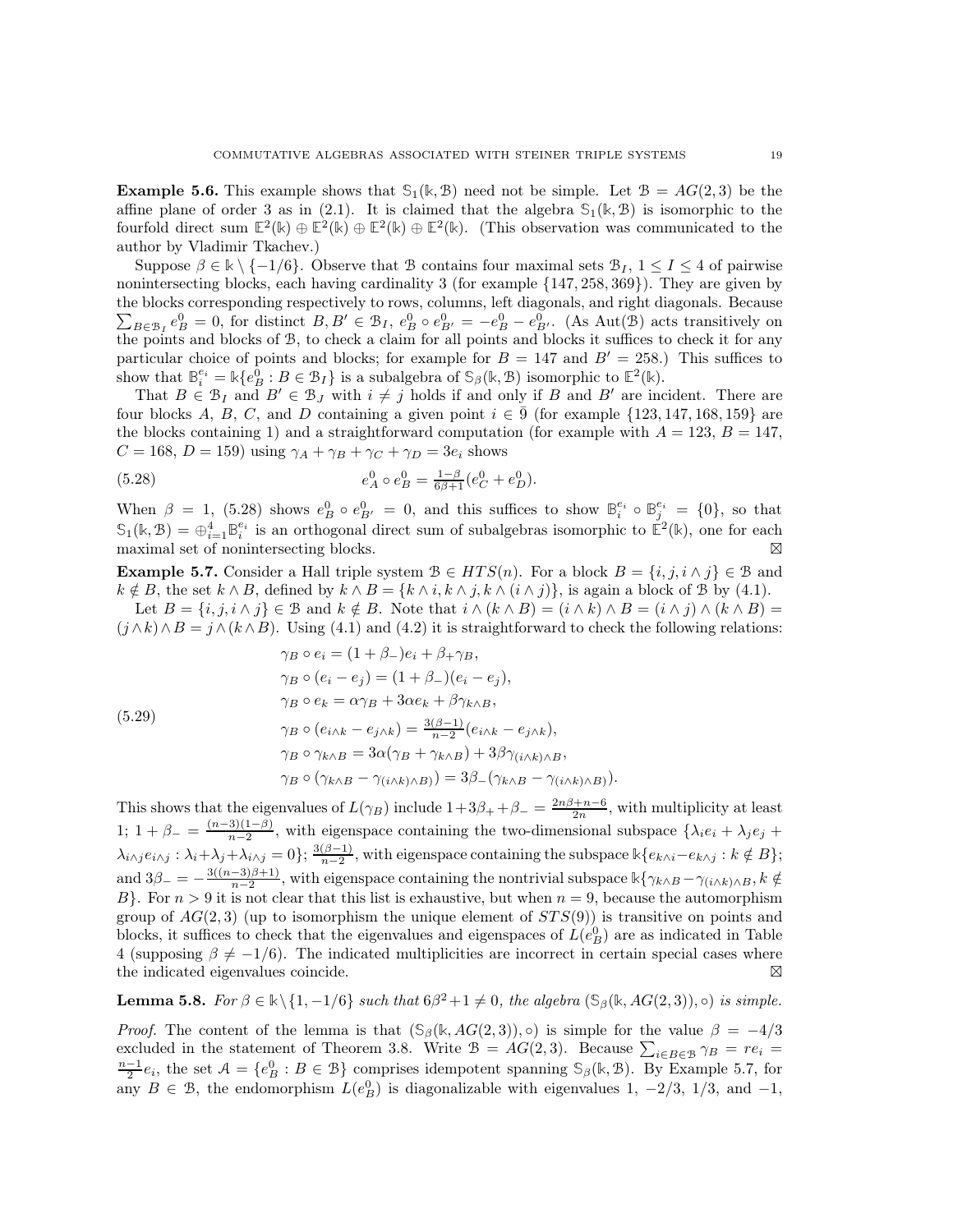**Example 5.6.** This example shows that $\mathbb{S}_1(\Bbbk, \mathcal{B})$ need not be simple. Let $\mathcal{B} = AG(2,3)$ be the affine plane of order 3 as in (2.1). It is claimed that the algebra $\mathbb{S}_1(\Bbbk, \mathcal{B})$ is isomorphic to the fourfold direct sum $\mathbb{E}^2(\Bbbk) \oplus \mathbb{E}^2(\Bbbk) \oplus \mathbb{E}^2(\Bbbk) \oplus \mathbb{E}^2(\Bbbk)$. (This observation was communicated to the author by Vladimir Tkachev.)

Suppose $\beta \in \Bbbk \setminus \{-1/6\}$. Observe that $\mathcal{B}$ contains four maximal sets $\mathcal{B}_I$, $1 \leq I \leq 4$ of pairwise nonintersecting blocks, each having cardinality 3 (for example $\{147, 258, 369\}$). They are given by the blocks corresponding respectively to rows, columns, left diagonals, and right diagonals. Because $\sum_{B \in \mathcal{B}_I} e^0_B = 0$, for distinct $B, B' \in \mathcal{B}_I$, $e^0_B \circ e^0_{B'} = -e^0_B - e^0_{B'}$. (As $\text{Aut}(\mathcal{B})$ acts transitively on the points and blocks of $\mathcal{B}$, to check a claim for all points and blocks it suffices to check it for any particular choice of points and blocks; for example for $B = 147$ and $B' = 258$.) This suffices to show that $\mathbb{B}^{e_i}_i = \Bbbk\{e^0_B : B \in \mathcal{B}_I\}$ is a subalgebra of $\mathbb{S}_\beta(\Bbbk, \mathcal{B})$ isomorphic to $\mathbb{E}^2(\Bbbk)$.

That $B \in \mathcal{B}_I$ and $B' \in \mathcal{B}_J$ with $i \neq j$ holds if and only if $B$ and $B'$ are incident. There are four blocks $A$, $B$, $C$, and $D$ containing a given point $i \in \bar{9}$ (for example $\{123, 147, 168, 159\}$ are the blocks containing 1) and a straightforward computation (for example with $A = 123$, $B = 147$, $C = 168$, $D = 159$) using $\gamma_A + \gamma_B + \gamma_C + \gamma_D = 3e_i$ shows

$$e^0_A \circ e^0_B = \tfrac{1-\beta}{6\beta+1}(e^0_C + e^0_D). \tag{5.28}$$

When $\beta = 1$, (5.28) shows $e^0_B \circ e^0_{B'} = 0$, and this suffices to show $\mathbb{B}^{e_i}_i \circ \mathbb{B}^{e_i}_j = \{0\}$, so that $\mathbb{S}_1(\Bbbk, \mathcal{B}) = \oplus_{i=1}^4 \mathbb{B}^{e_i}_i$ is an orthogonal direct sum of subalgebras isomorphic to $\mathbb{E}^2(\Bbbk)$, one for each maximal set of nonintersecting blocks. ⊠

**Example 5.7.** Consider a Hall triple system $\mathcal{B} \in HTS(n)$. For a block $B = \{i, j, i \wedge j\} \in \mathcal{B}$ and $k \notin B$, the set $k \wedge B$, defined by $k \wedge B = \{k \wedge i, k \wedge j, k \wedge (i \wedge j)\}$, is again a block of $\mathcal{B}$ by (4.1).

Let $B = \{i, j, i \wedge j\} \in \mathcal{B}$ and $k \notin B$. Note that $i \wedge (k \wedge B) = (i \wedge k) \wedge B = (i \wedge j) \wedge (k \wedge B) = (j \wedge k) \wedge B = j \wedge (k \wedge B)$. Using (4.1) and (4.2) it is straightforward to check the following relations:

$$\begin{aligned}
&\gamma_B \circ e_i = (1 + \beta_-)e_i + \beta_+ \gamma_B,\\
&\gamma_B \circ (e_i - e_j) = (1 + \beta_-)(e_i - e_j),\\
&\gamma_B \circ e_k = \alpha\gamma_B + 3\alpha e_k + \beta\gamma_{k\wedge B},\\
&\gamma_B \circ (e_{i\wedge k} - e_{j\wedge k}) = \tfrac{3(\beta-1)}{n-2}(e_{i\wedge k} - e_{j\wedge k}),\\
&\gamma_B \circ \gamma_{k\wedge B} = 3\alpha(\gamma_B + \gamma_{k\wedge B}) + 3\beta\gamma_{(i\wedge k)\wedge B},\\
&\gamma_B \circ (\gamma_{k\wedge B} - \gamma_{(i\wedge k)\wedge B}) = 3\beta_-(\gamma_{k\wedge B} - \gamma_{(i\wedge k)\wedge B}).
\end{aligned} \tag{5.29}$$

This shows that the eigenvalues of $L(\gamma_B)$ include $1 + 3\beta_+ + \beta_- = \frac{2n\beta+n-6}{2n}$, with multiplicity at least 1; $1 + \beta_- = \frac{(n-3)(1-\beta)}{n-2}$, with eigenspace containing the two-dimensional subspace $\{\lambda_i e_i + \lambda_j e_j + \lambda_{i\wedge j} e_{i\wedge j} : \lambda_i + \lambda_j + \lambda_{i\wedge j} = 0\}$; $\frac{3(\beta-1)}{n-2}$, with eigenspace containing the subspace $\Bbbk\{e_{k\wedge i} - e_{k\wedge j} : k \notin B\}$; and $3\beta_- = -\frac{3((n-3)\beta+1)}{n-2}$, with eigenspace containing the nontrivial subspace $\Bbbk\{\gamma_{k\wedge B} - \gamma_{(i\wedge k)\wedge B}, k \notin B\}$. For $n > 9$ it is not clear that this list is exhaustive, but when $n = 9$, because the automorphism group of $AG(2,3)$ (up to isomorphism the unique element of $STS(9)$) is transitive on points and blocks, it suffices to check that the eigenvalues and eigenspaces of $L(e^0_B)$ are as indicated in Table 4 (supposing $\beta \neq -1/6$). The indicated multiplicities are incorrect in certain special cases where the indicated eigenvalues coincide. ⊠

**Lemma 5.8.** *For $\beta \in \Bbbk \setminus \{1, -1/6\}$ such that $6\beta^2 + 1 \neq 0$, the algebra $(\mathbb{S}_\beta(\Bbbk, AG(2,3)), \circ)$ is simple.*

*Proof.* The content of the lemma is that $(\mathbb{S}_\beta(\Bbbk, AG(2,3)), \circ)$ is simple for the value $\beta = -4/3$ excluded in the statement of Theorem 3.8. Write $\mathcal{B} = AG(2,3)$. Because $\sum_{i \in B \in \mathcal{B}} \gamma_B = re_i = \frac{n-1}{2}e_i$, the set $\mathcal{A} = \{e^0_B : B \in \mathcal{B}\}$ comprises idempotent spanning $\mathbb{S}_\beta(\Bbbk, \mathcal{B})$. By Example 5.7, for any $B \in \mathcal{B}$, the endomorphism $L(e^0_B)$ is diagonalizable with eigenvalues 1, $-2/3$, $1/3$, and $-1$,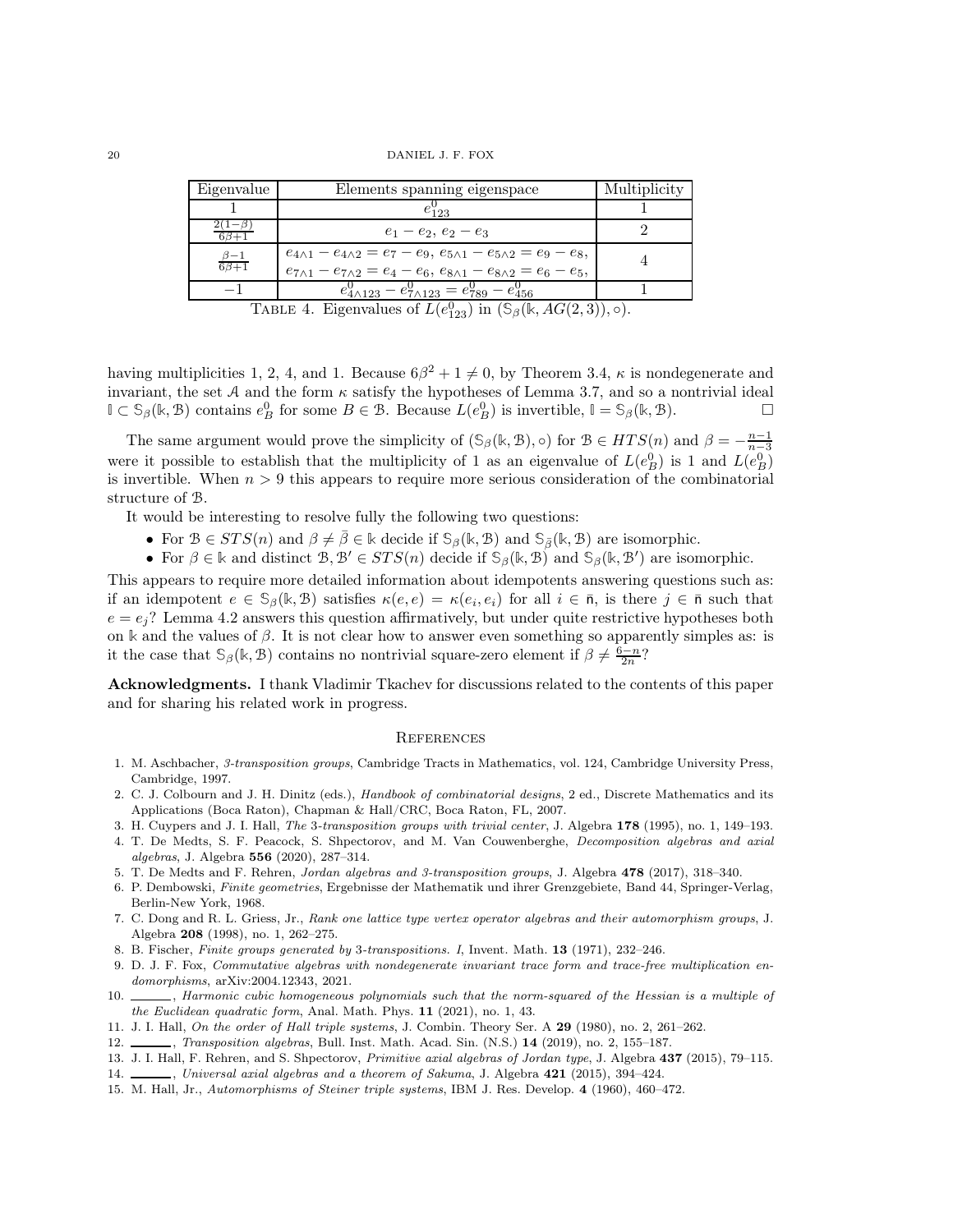| Eigenvalue | Elements spanning eigenspace | Multiplicity |
| --- | --- | --- |
| $1$ | $e^0_{123}$ | 1 |
| $\frac{2(1-\beta)}{6\beta+1}$ | $e_1 - e_2,\ e_2 - e_3$ | 2 |
| $\frac{\beta-1}{6\beta+1}$ | $e_{4\wedge 1} - e_{4\wedge 2} = e_7 - e_9,\ e_{5\wedge 1} - e_{5\wedge 2} = e_9 - e_8,$ $e_{7\wedge 1} - e_{7\wedge 2} = e_4 - e_6,\ e_{8\wedge 1} - e_{8\wedge 2} = e_6 - e_5,$ | 4 |
| $-1$ | $e^0_{4\wedge 123} - e^0_{7\wedge 123} = e^0_{789} - e^0_{456}$ | 1 |

TABLE 4. Eigenvalues of $L(e^0_{123})$ in $(\mathbb{S}_\beta(\Bbbk, AG(2,3)), \circ)$.

having multiplicities 1, 2, 4, and 1. Because $6\beta^2 + 1 \neq 0$, by Theorem 3.4, $\kappa$ is nondegenerate and invariant, the set $\mathcal{A}$ and the form $\kappa$ satisfy the hypotheses of Lemma 3.7, and so a nontrivial ideal $\mathbb{I} \subset \mathbb{S}_\beta(\Bbbk, \mathcal{B})$ contains $e^0_B$ for some $B \in \mathcal{B}$. Because $L(e^0_B)$ is invertible, $\mathbb{I} = \mathbb{S}_\beta(\Bbbk, \mathcal{B})$. □

The same argument would prove the simplicity of $(\mathbb{S}_\beta(\Bbbk, \mathcal{B}), \circ)$ for $\mathcal{B} \in HTS(n)$ and $\beta = -\frac{n-1}{n-3}$ were it possible to establish that the multiplicity of 1 as an eigenvalue of $L(e^0_B)$ is 1 and $L(e^0_B)$ is invertible. When $n > 9$ this appears to require more serious consideration of the combinatorial structure of $\mathcal{B}$.

It would be interesting to resolve fully the following two questions:

- For $\mathcal{B} \in STS(n)$ and $\beta \neq \bar{\beta} \in \Bbbk$ decide if $\mathbb{S}_\beta(\Bbbk, \mathcal{B})$ and $\mathbb{S}_{\bar{\beta}}(\Bbbk, \mathcal{B})$ are isomorphic.
- For $\beta \in \Bbbk$ and distinct $\mathcal{B}, \mathcal{B}' \in STS(n)$ decide if $\mathbb{S}_\beta(\Bbbk, \mathcal{B})$ and $\mathbb{S}_\beta(\Bbbk, \mathcal{B}')$ are isomorphic.

This appears to require more detailed information about idempotents answering questions such as: if an idempotent $e \in \mathbb{S}_\beta(\Bbbk, \mathcal{B})$ satisfies $\kappa(e, e) = \kappa(e_i, e_i)$ for all $i \in \bar{\mathsf{n}}$, is there $j \in \bar{\mathsf{n}}$ such that $e = e_j$? Lemma 4.2 answers this question affirmatively, but under quite restrictive hypotheses both on $\Bbbk$ and the values of $\beta$. It is not clear how to answer even something so apparently simples as: is it the case that $\mathbb{S}_\beta(\Bbbk, \mathcal{B})$ contains no nontrivial square-zero element if $\beta \neq \frac{6-n}{2n}$?

**Acknowledgments.** I thank Vladimir Tkachev for discussions related to the contents of this paper and for sharing his related work in progress.

## References

1. M. Aschbacher, *3-transposition groups*, Cambridge Tracts in Mathematics, vol. 124, Cambridge University Press, Cambridge, 1997.
2. C. J. Colbourn and J. H. Dinitz (eds.), *Handbook of combinatorial designs*, 2 ed., Discrete Mathematics and its Applications (Boca Raton), Chapman & Hall/CRC, Boca Raton, FL, 2007.
3. H. Cuypers and J. I. Hall, *The 3-transposition groups with trivial center*, J. Algebra **178** (1995), no. 1, 149–193.
4. T. De Medts, S. F. Peacock, S. Shpectorov, and M. Van Couwenberghe, *Decomposition algebras and axial algebras*, J. Algebra **556** (2020), 287–314.
5. T. De Medts and F. Rehren, *Jordan algebras and 3-transposition groups*, J. Algebra **478** (2017), 318–340.
6. P. Dembowski, *Finite geometries*, Ergebnisse der Mathematik und ihrer Grenzgebiete, Band 44, Springer-Verlag, Berlin-New York, 1968.
7. C. Dong and R. L. Griess, Jr., *Rank one lattice type vertex operator algebras and their automorphism groups*, J. Algebra **208** (1998), no. 1, 262–275.
8. B. Fischer, *Finite groups generated by 3-transpositions. I*, Invent. Math. **13** (1971), 232–246.
9. D. J. F. Fox, *Commutative algebras with nondegenerate invariant trace form and trace-free multiplication endomorphisms*, arXiv:2004.12343, 2021.
10. ______, *Harmonic cubic homogeneous polynomials such that the norm-squared of the Hessian is a multiple of the Euclidean quadratic form*, Anal. Math. Phys. **11** (2021), no. 1, 43.
11. J. I. Hall, *On the order of Hall triple systems*, J. Combin. Theory Ser. A **29** (1980), no. 2, 261–262.
12. ______, *Transposition algebras*, Bull. Inst. Math. Acad. Sin. (N.S.) **14** (2019), no. 2, 155–187.
13. J. I. Hall, F. Rehren, and S. Shpectorov, *Primitive axial algebras of Jordan type*, J. Algebra **437** (2015), 79–115.
14. ______, *Universal axial algebras and a theorem of Sakuma*, J. Algebra **421** (2015), 394–424.
15. M. Hall, Jr., *Automorphisms of Steiner triple systems*, IBM J. Res. Develop. **4** (1960), 460–472.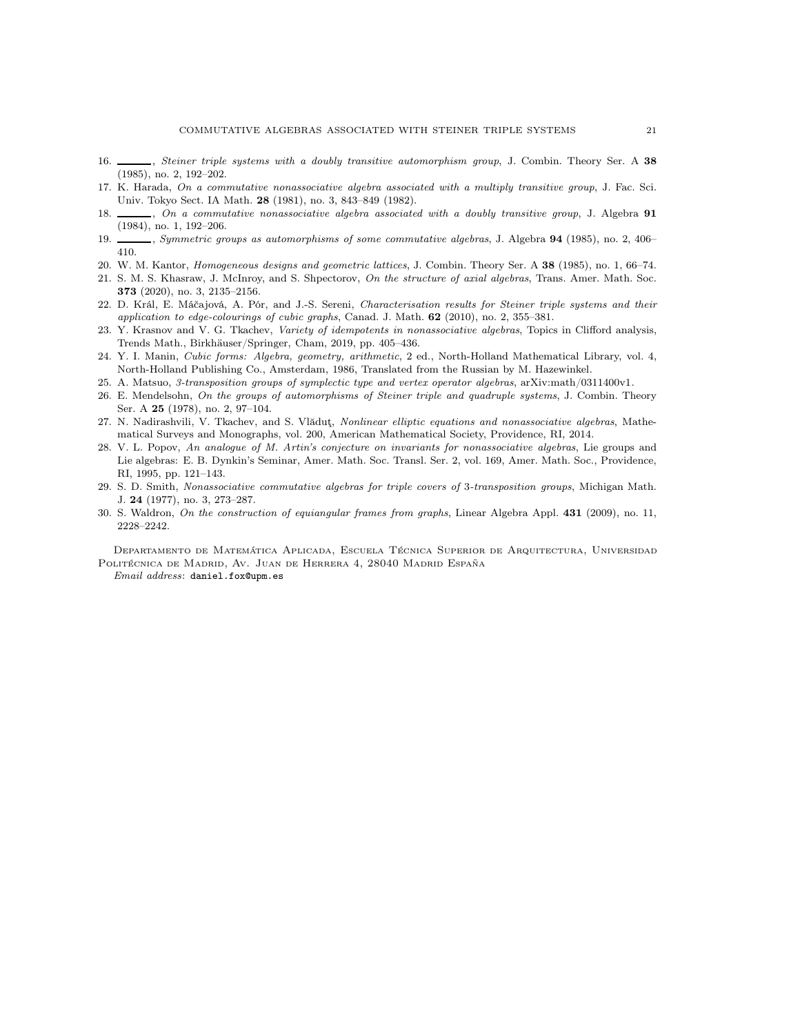16. ______, *Steiner triple systems with a doubly transitive automorphism group*, J. Combin. Theory Ser. A **38** (1985), no. 2, 192–202.
17. K. Harada, *On a commutative nonassociative algebra associated with a multiply transitive group*, J. Fac. Sci. Univ. Tokyo Sect. IA Math. **28** (1981), no. 3, 843–849 (1982).
18. ______, *On a commutative nonassociative algebra associated with a doubly transitive group*, J. Algebra **91** (1984), no. 1, 192–206.
19. ______, *Symmetric groups as automorphisms of some commutative algebras*, J. Algebra **94** (1985), no. 2, 406–410.
20. W. M. Kantor, *Homogeneous designs and geometric lattices*, J. Combin. Theory Ser. A **38** (1985), no. 1, 66–74.
21. S. M. S. Khasraw, J. McInroy, and S. Shpectorov, *On the structure of axial algebras*, Trans. Amer. Math. Soc. **373** (2020), no. 3, 2135–2156.
22. D. Král, E. Máčajová, A. Pór, and J.-S. Sereni, *Characterisation results for Steiner triple systems and their application to edge-colourings of cubic graphs*, Canad. J. Math. **62** (2010), no. 2, 355–381.
23. Y. Krasnov and V. G. Tkachev, *Variety of idempotents in nonassociative algebras*, Topics in Clifford analysis, Trends Math., Birkhäuser/Springer, Cham, 2019, pp. 405–436.
24. Y. I. Manin, *Cubic forms: Algebra, geometry, arithmetic*, 2 ed., North-Holland Mathematical Library, vol. 4, North-Holland Publishing Co., Amsterdam, 1986, Translated from the Russian by M. Hazewinkel.
25. A. Matsuo, *3-transposition groups of symplectic type and vertex operator algebras*, arXiv:math/0311400v1.
26. E. Mendelsohn, *On the groups of automorphisms of Steiner triple and quadruple systems*, J. Combin. Theory Ser. A **25** (1978), no. 2, 97–104.
27. N. Nadirashvili, V. Tkachev, and S. Vlăduţ, *Nonlinear elliptic equations and nonassociative algebras*, Mathematical Surveys and Monographs, vol. 200, American Mathematical Society, Providence, RI, 2014.
28. V. L. Popov, *An analogue of M. Artin's conjecture on invariants for nonassociative algebras*, Lie groups and Lie algebras: E. B. Dynkin's Seminar, Amer. Math. Soc. Transl. Ser. 2, vol. 169, Amer. Math. Soc., Providence, RI, 1995, pp. 121–143.
29. S. D. Smith, *Nonassociative commutative algebras for triple covers of 3-transposition groups*, Michigan Math. J. **24** (1977), no. 3, 273–287.
30. S. Waldron, *On the construction of equiangular frames from graphs*, Linear Algebra Appl. **431** (2009), no. 11, 2228–2242.

Departamento de Matemática Aplicada, Escuela Técnica Superior de Arquitectura, Universidad Politécnica de Madrid, Av. Juan de Herrera 4, 28040 Madrid España

*Email address*: daniel.fox@upm.es